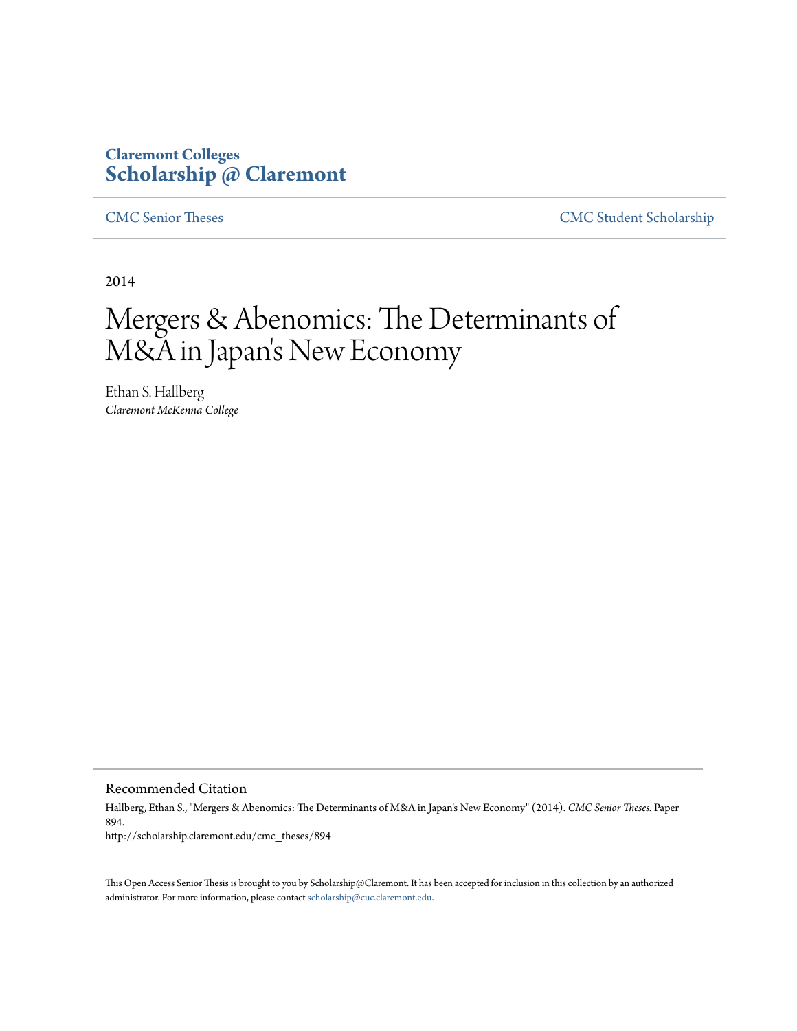**Claremont Colleges**
**Scholarship @ Claremont**

CMC Senior Theses | CMC Student Scholarship

2014

# Mergers & Abenomics: The Determinants of M&A in Japan's New Economy

Ethan S. Hallberg
*Claremont McKenna College*

## Recommended Citation

Hallberg, Ethan S., "Mergers & Abenomics: The Determinants of M&A in Japan's New Economy" (2014). *CMC Senior Theses.* Paper 894.
http://scholarship.claremont.edu/cmc_theses/894

This Open Access Senior Thesis is brought to you by Scholarship@Claremont. It has been accepted for inclusion in this collection by an authorized administrator. For more information, please contact scholarship@cuc.claremont.edu.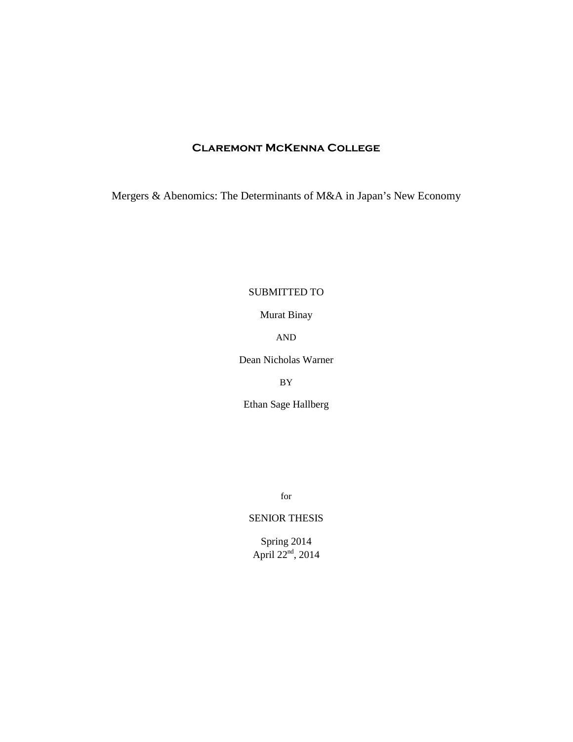# Claremont McKenna College

Mergers & Abenomics: The Determinants of M&A in Japan's New Economy

SUBMITTED TO

Murat Binay

AND

Dean Nicholas Warner

BY

Ethan Sage Hallberg

for

SENIOR THESIS

Spring 2014
April 22nd, 2014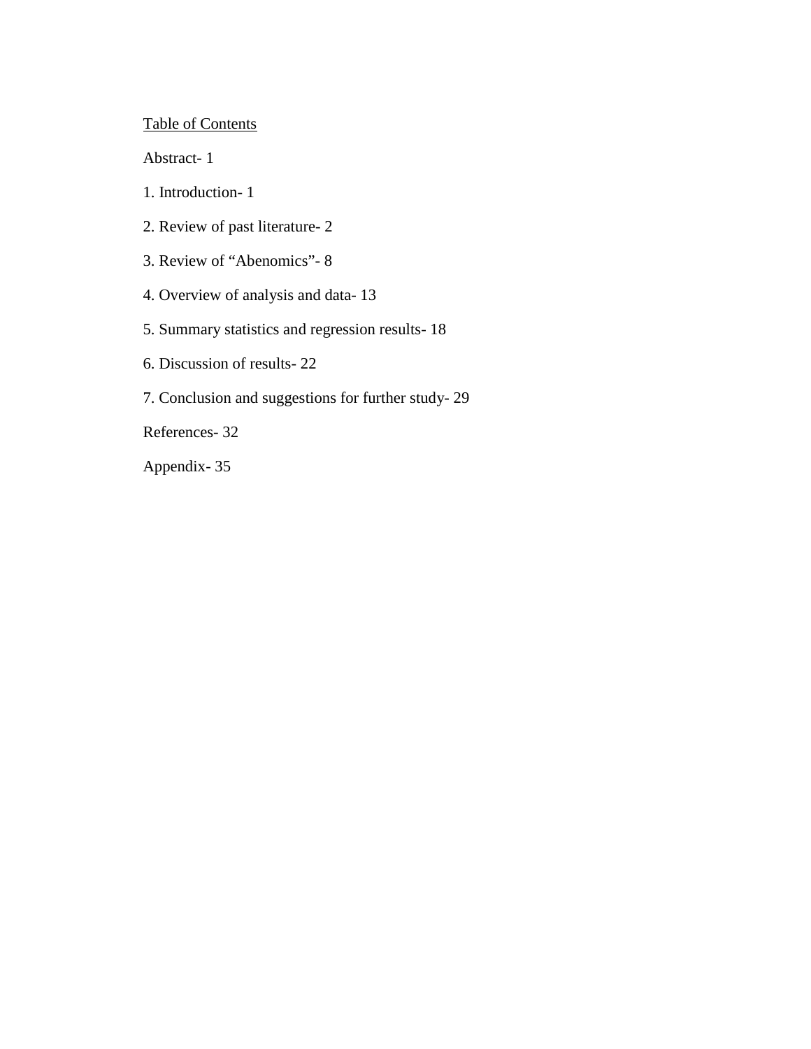Table of Contents

Abstract- 1

1. Introduction- 1

2. Review of past literature- 2

3. Review of “Abenomics”- 8

4. Overview of analysis and data- 13

5. Summary statistics and regression results- 18

6. Discussion of results- 22

7. Conclusion and suggestions for further study- 29

References- 32

Appendix- 35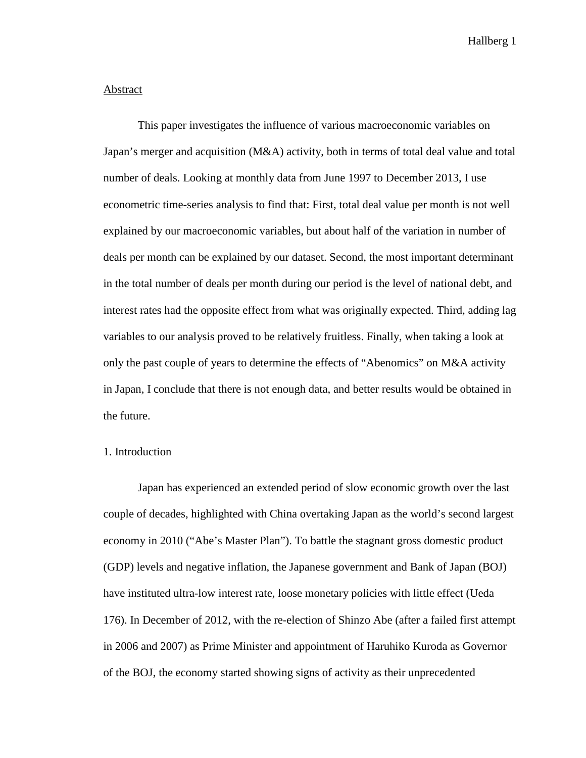Abstract

This paper investigates the influence of various macroeconomic variables on Japan's merger and acquisition (M&A) activity, both in terms of total deal value and total number of deals. Looking at monthly data from June 1997 to December 2013, I use econometric time-series analysis to find that: First, total deal value per month is not well explained by our macroeconomic variables, but about half of the variation in number of deals per month can be explained by our dataset. Second, the most important determinant in the total number of deals per month during our period is the level of national debt, and interest rates had the opposite effect from what was originally expected. Third, adding lag variables to our analysis proved to be relatively fruitless. Finally, when taking a look at only the past couple of years to determine the effects of "Abenomics" on M&A activity in Japan, I conclude that there is not enough data, and better results would be obtained in the future.

1. Introduction

Japan has experienced an extended period of slow economic growth over the last couple of decades, highlighted with China overtaking Japan as the world's second largest economy in 2010 ("Abe's Master Plan"). To battle the stagnant gross domestic product (GDP) levels and negative inflation, the Japanese government and Bank of Japan (BOJ) have instituted ultra-low interest rate, loose monetary policies with little effect (Ueda 176). In December of 2012, with the re-election of Shinzo Abe (after a failed first attempt in 2006 and 2007) as Prime Minister and appointment of Haruhiko Kuroda as Governor of the BOJ, the economy started showing signs of activity as their unprecedented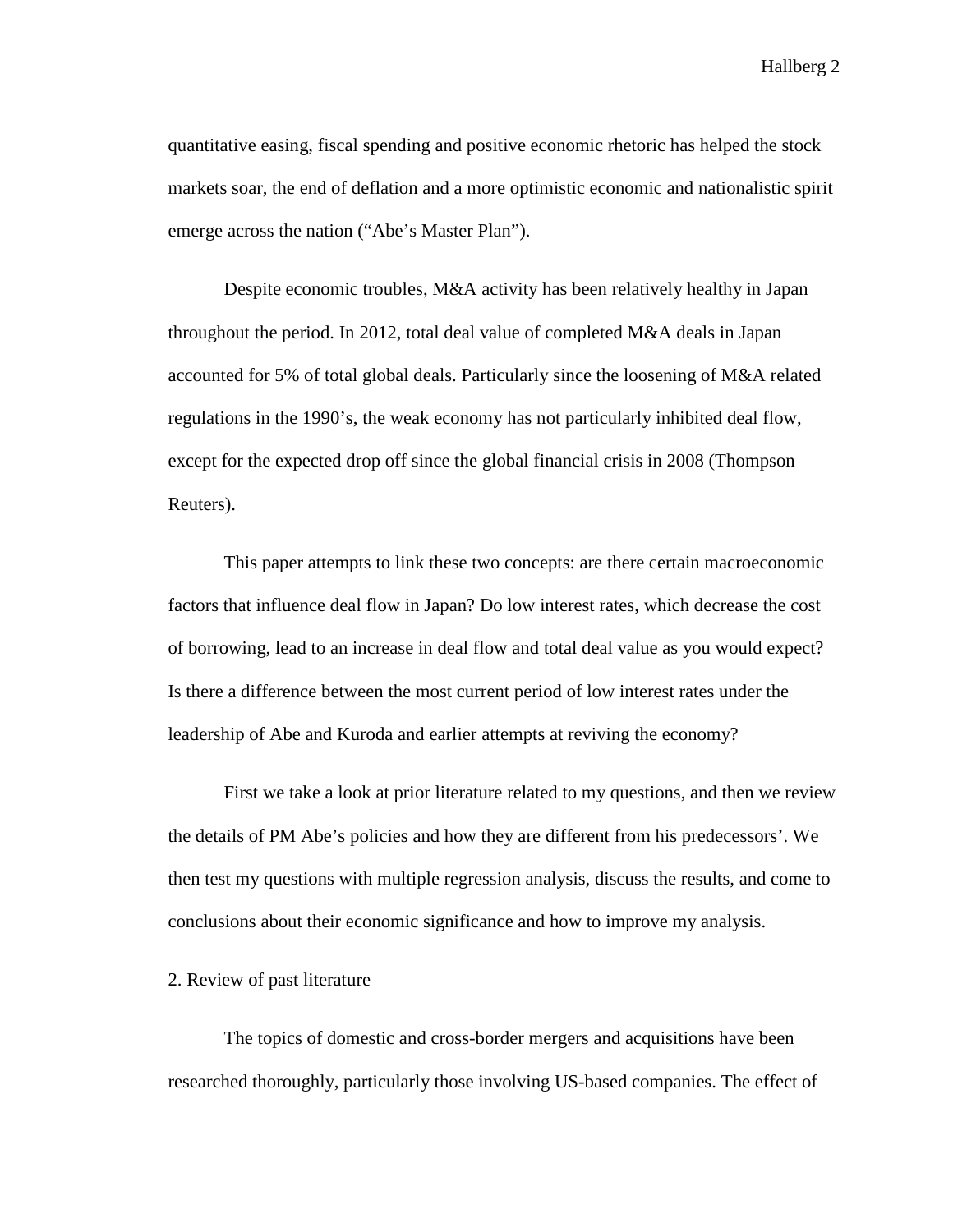quantitative easing, fiscal spending and positive economic rhetoric has helped the stock markets soar, the end of deflation and a more optimistic economic and nationalistic spirit emerge across the nation ("Abe's Master Plan").

Despite economic troubles, M&A activity has been relatively healthy in Japan throughout the period. In 2012, total deal value of completed M&A deals in Japan accounted for 5% of total global deals. Particularly since the loosening of M&A related regulations in the 1990's, the weak economy has not particularly inhibited deal flow, except for the expected drop off since the global financial crisis in 2008 (Thompson Reuters).

This paper attempts to link these two concepts: are there certain macroeconomic factors that influence deal flow in Japan? Do low interest rates, which decrease the cost of borrowing, lead to an increase in deal flow and total deal value as you would expect? Is there a difference between the most current period of low interest rates under the leadership of Abe and Kuroda and earlier attempts at reviving the economy?

First we take a look at prior literature related to my questions, and then we review the details of PM Abe's policies and how they are different from his predecessors'. We then test my questions with multiple regression analysis, discuss the results, and come to conclusions about their economic significance and how to improve my analysis.

## 2. Review of past literature

The topics of domestic and cross-border mergers and acquisitions have been researched thoroughly, particularly those involving US-based companies. The effect of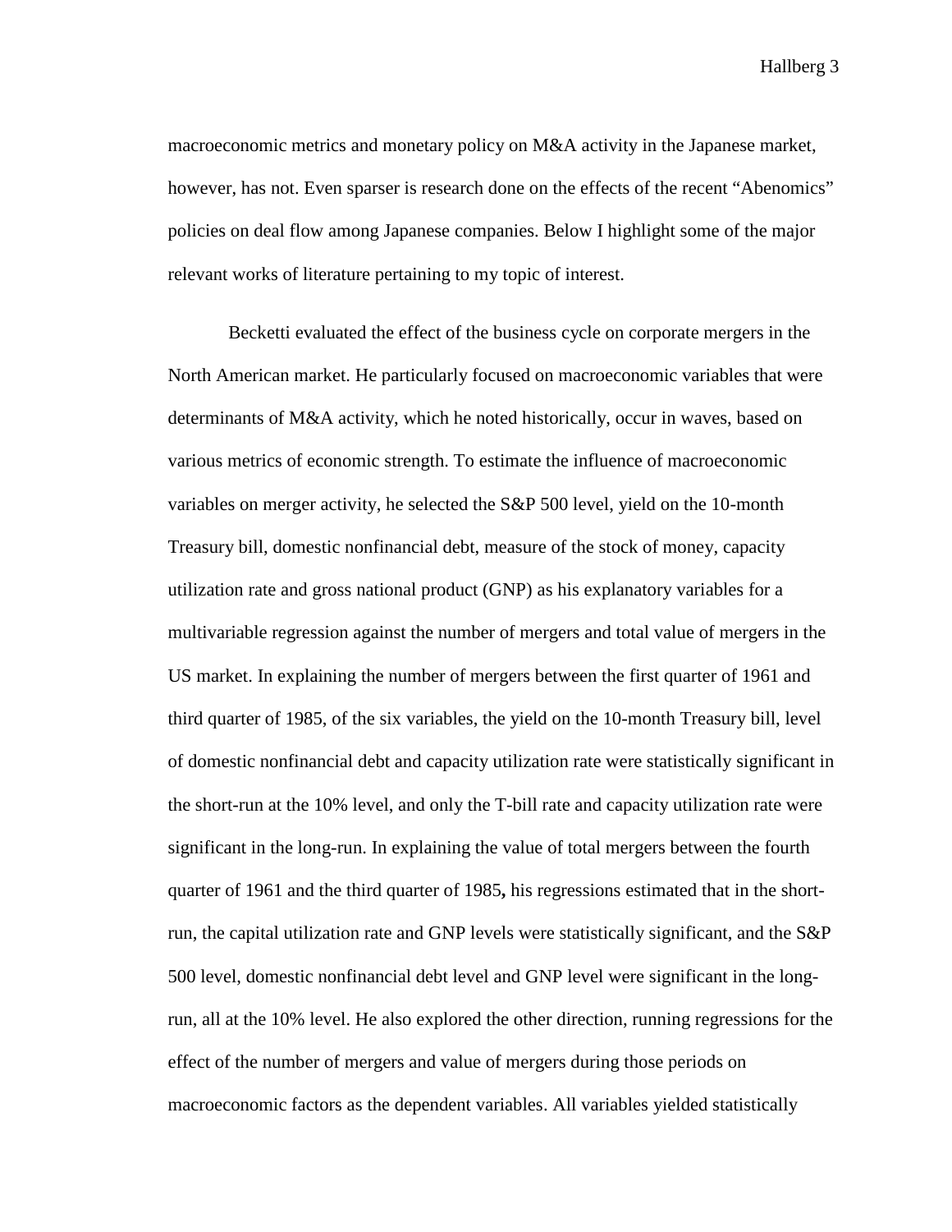macroeconomic metrics and monetary policy on M&A activity in the Japanese market, however, has not. Even sparser is research done on the effects of the recent "Abenomics" policies on deal flow among Japanese companies. Below I highlight some of the major relevant works of literature pertaining to my topic of interest.

Becketti evaluated the effect of the business cycle on corporate mergers in the North American market. He particularly focused on macroeconomic variables that were determinants of M&A activity, which he noted historically, occur in waves, based on various metrics of economic strength. To estimate the influence of macroeconomic variables on merger activity, he selected the S&P 500 level, yield on the 10-month Treasury bill, domestic nonfinancial debt, measure of the stock of money, capacity utilization rate and gross national product (GNP) as his explanatory variables for a multivariable regression against the number of mergers and total value of mergers in the US market. In explaining the number of mergers between the first quarter of 1961 and third quarter of 1985, of the six variables, the yield on the 10-month Treasury bill, level of domestic nonfinancial debt and capacity utilization rate were statistically significant in the short-run at the 10% level, and only the T-bill rate and capacity utilization rate were significant in the long-run. In explaining the value of total mergers between the fourth quarter of 1961 and the third quarter of 1985**,** his regressions estimated that in the short-run, the capital utilization rate and GNP levels were statistically significant, and the S&P 500 level, domestic nonfinancial debt level and GNP level were significant in the long-run, all at the 10% level. He also explored the other direction, running regressions for the effect of the number of mergers and value of mergers during those periods on macroeconomic factors as the dependent variables. All variables yielded statistically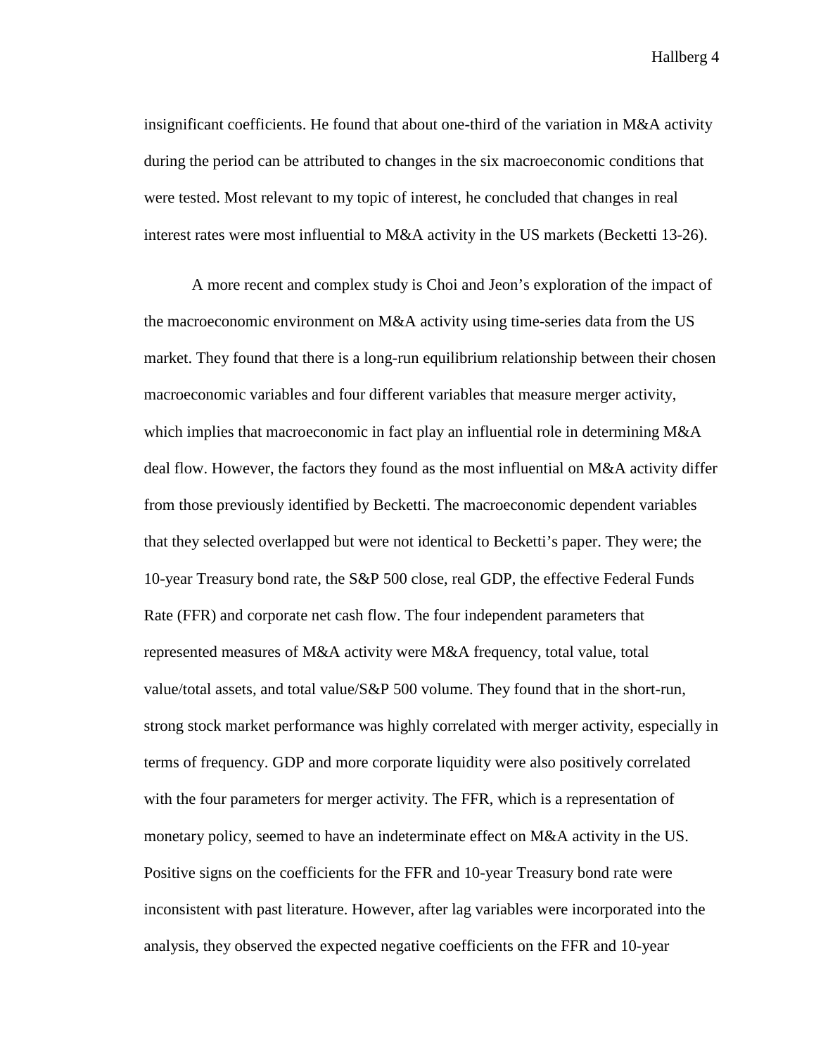insignificant coefficients. He found that about one-third of the variation in M&A activity during the period can be attributed to changes in the six macroeconomic conditions that were tested. Most relevant to my topic of interest, he concluded that changes in real interest rates were most influential to M&A activity in the US markets (Becketti 13-26).

A more recent and complex study is Choi and Jeon's exploration of the impact of the macroeconomic environment on M&A activity using time-series data from the US market. They found that there is a long-run equilibrium relationship between their chosen macroeconomic variables and four different variables that measure merger activity, which implies that macroeconomic in fact play an influential role in determining M&A deal flow. However, the factors they found as the most influential on M&A activity differ from those previously identified by Becketti. The macroeconomic dependent variables that they selected overlapped but were not identical to Becketti's paper. They were; the 10-year Treasury bond rate, the S&P 500 close, real GDP, the effective Federal Funds Rate (FFR) and corporate net cash flow. The four independent parameters that represented measures of M&A activity were M&A frequency, total value, total value/total assets, and total value/S&P 500 volume. They found that in the short-run, strong stock market performance was highly correlated with merger activity, especially in terms of frequency. GDP and more corporate liquidity were also positively correlated with the four parameters for merger activity. The FFR, which is a representation of monetary policy, seemed to have an indeterminate effect on M&A activity in the US. Positive signs on the coefficients for the FFR and 10-year Treasury bond rate were inconsistent with past literature. However, after lag variables were incorporated into the analysis, they observed the expected negative coefficients on the FFR and 10-year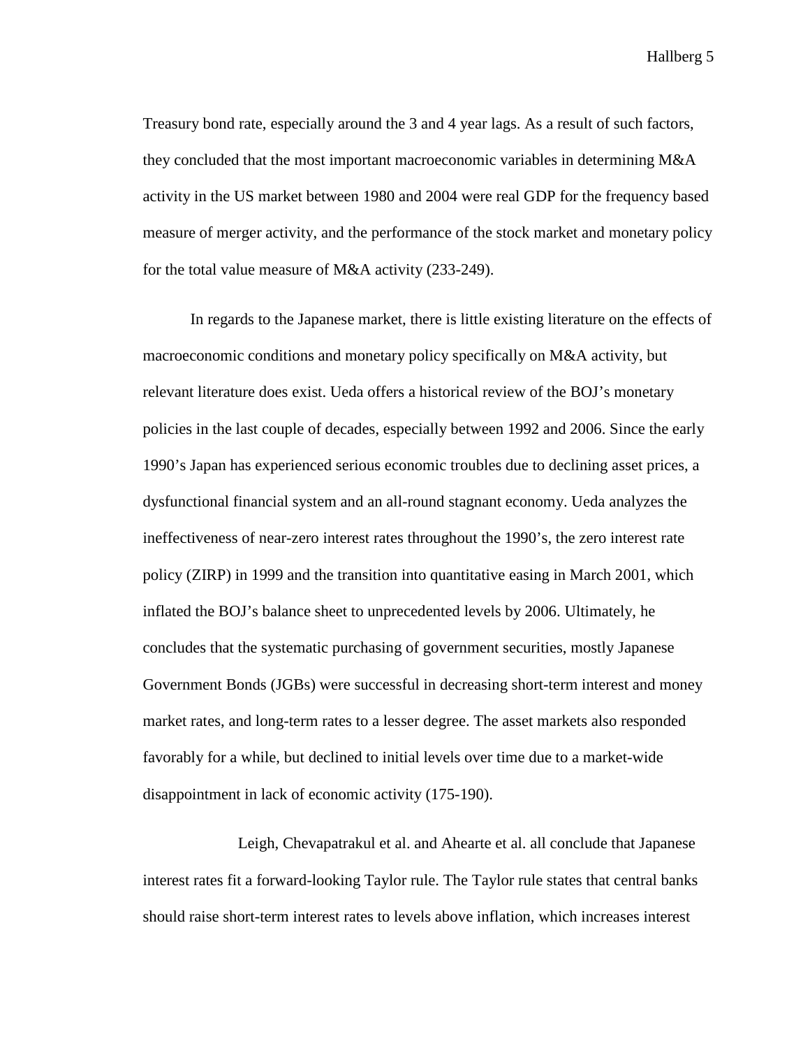Treasury bond rate, especially around the 3 and 4 year lags. As a result of such factors, they concluded that the most important macroeconomic variables in determining M&A activity in the US market between 1980 and 2004 were real GDP for the frequency based measure of merger activity, and the performance of the stock market and monetary policy for the total value measure of M&A activity (233-249).

In regards to the Japanese market, there is little existing literature on the effects of macroeconomic conditions and monetary policy specifically on M&A activity, but relevant literature does exist. Ueda offers a historical review of the BOJ's monetary policies in the last couple of decades, especially between 1992 and 2006. Since the early 1990's Japan has experienced serious economic troubles due to declining asset prices, a dysfunctional financial system and an all-round stagnant economy. Ueda analyzes the ineffectiveness of near-zero interest rates throughout the 1990's, the zero interest rate policy (ZIRP) in 1999 and the transition into quantitative easing in March 2001, which inflated the BOJ's balance sheet to unprecedented levels by 2006. Ultimately, he concludes that the systematic purchasing of government securities, mostly Japanese Government Bonds (JGBs) were successful in decreasing short-term interest and money market rates, and long-term rates to a lesser degree. The asset markets also responded favorably for a while, but declined to initial levels over time due to a market-wide disappointment in lack of economic activity (175-190).

Leigh, Chevapatrakul et al. and Ahearte et al. all conclude that Japanese interest rates fit a forward-looking Taylor rule. The Taylor rule states that central banks should raise short-term interest rates to levels above inflation, which increases interest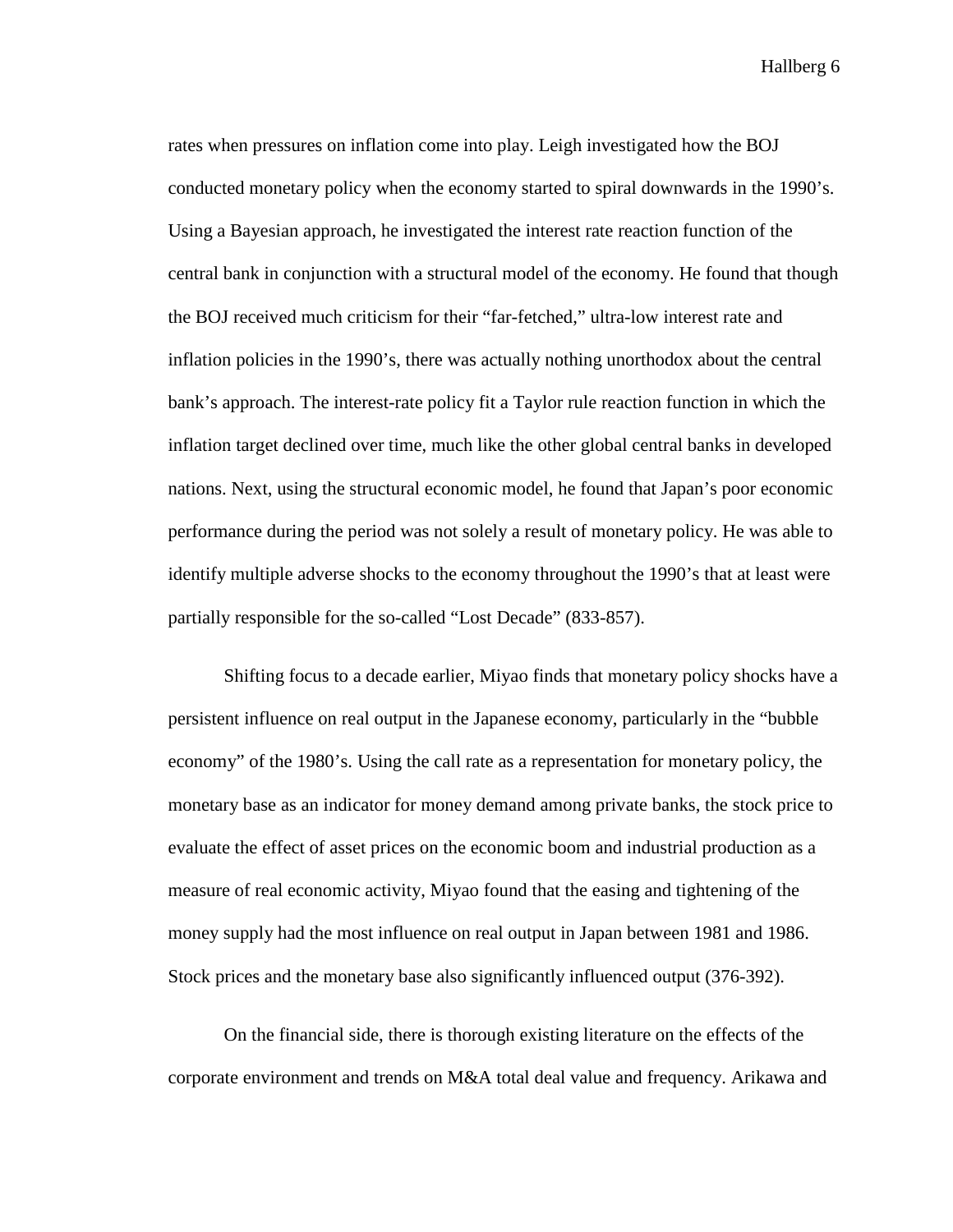rates when pressures on inflation come into play. Leigh investigated how the BOJ conducted monetary policy when the economy started to spiral downwards in the 1990's. Using a Bayesian approach, he investigated the interest rate reaction function of the central bank in conjunction with a structural model of the economy. He found that though the BOJ received much criticism for their "far-fetched," ultra-low interest rate and inflation policies in the 1990's, there was actually nothing unorthodox about the central bank's approach. The interest-rate policy fit a Taylor rule reaction function in which the inflation target declined over time, much like the other global central banks in developed nations. Next, using the structural economic model, he found that Japan's poor economic performance during the period was not solely a result of monetary policy. He was able to identify multiple adverse shocks to the economy throughout the 1990's that at least were partially responsible for the so-called "Lost Decade" (833-857).

Shifting focus to a decade earlier, Miyao finds that monetary policy shocks have a persistent influence on real output in the Japanese economy, particularly in the "bubble economy" of the 1980's. Using the call rate as a representation for monetary policy, the monetary base as an indicator for money demand among private banks, the stock price to evaluate the effect of asset prices on the economic boom and industrial production as a measure of real economic activity, Miyao found that the easing and tightening of the money supply had the most influence on real output in Japan between 1981 and 1986. Stock prices and the monetary base also significantly influenced output (376-392).

On the financial side, there is thorough existing literature on the effects of the corporate environment and trends on M&A total deal value and frequency. Arikawa and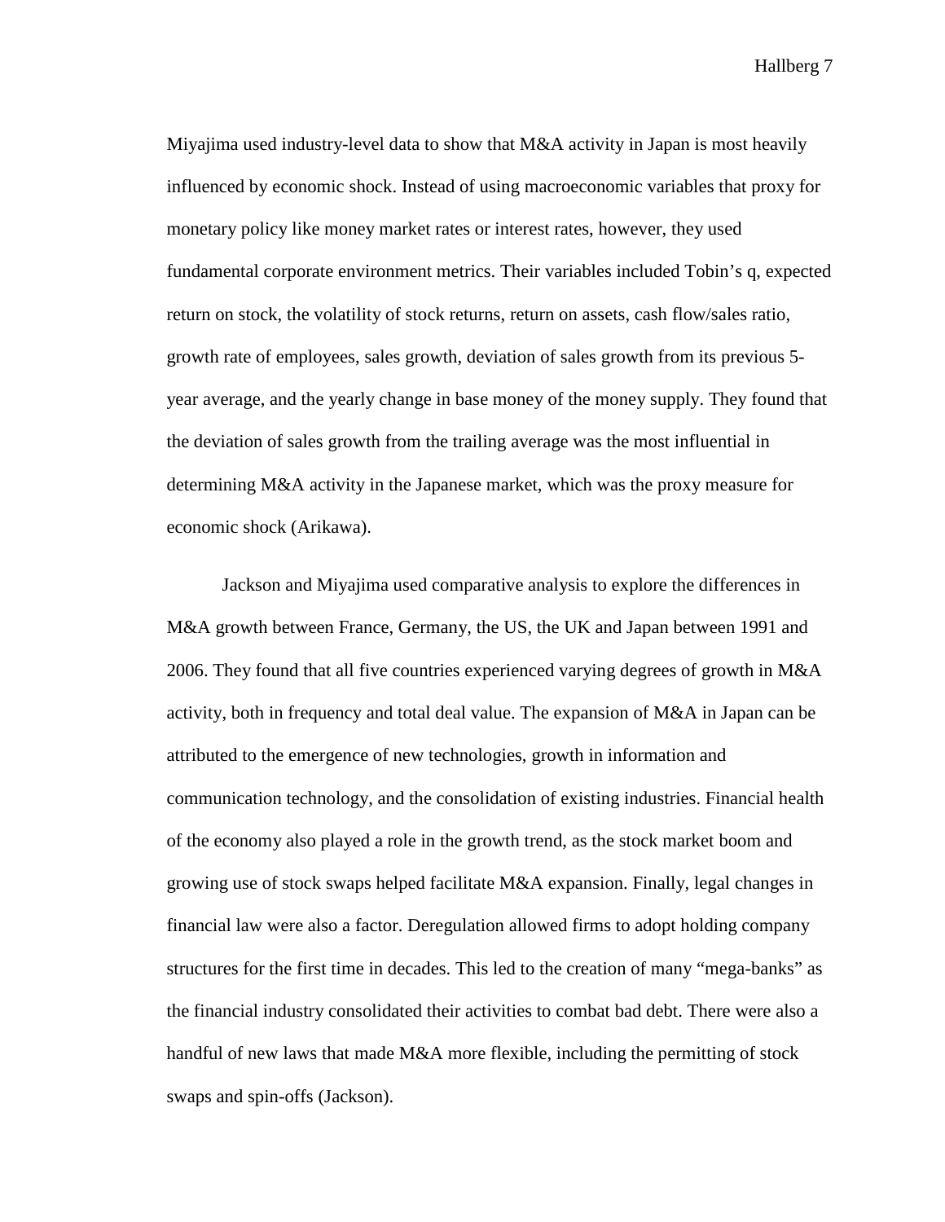Miyajima used industry-level data to show that M&A activity in Japan is most heavily influenced by economic shock. Instead of using macroeconomic variables that proxy for monetary policy like money market rates or interest rates, however, they used fundamental corporate environment metrics. Their variables included Tobin's q, expected return on stock, the volatility of stock returns, return on assets, cash flow/sales ratio, growth rate of employees, sales growth, deviation of sales growth from its previous 5-year average, and the yearly change in base money of the money supply. They found that the deviation of sales growth from the trailing average was the most influential in determining M&A activity in the Japanese market, which was the proxy measure for economic shock (Arikawa).

Jackson and Miyajima used comparative analysis to explore the differences in M&A growth between France, Germany, the US, the UK and Japan between 1991 and 2006. They found that all five countries experienced varying degrees of growth in M&A activity, both in frequency and total deal value. The expansion of M&A in Japan can be attributed to the emergence of new technologies, growth in information and communication technology, and the consolidation of existing industries. Financial health of the economy also played a role in the growth trend, as the stock market boom and growing use of stock swaps helped facilitate M&A expansion. Finally, legal changes in financial law were also a factor. Deregulation allowed firms to adopt holding company structures for the first time in decades. This led to the creation of many "mega-banks" as the financial industry consolidated their activities to combat bad debt. There were also a handful of new laws that made M&A more flexible, including the permitting of stock swaps and spin-offs (Jackson).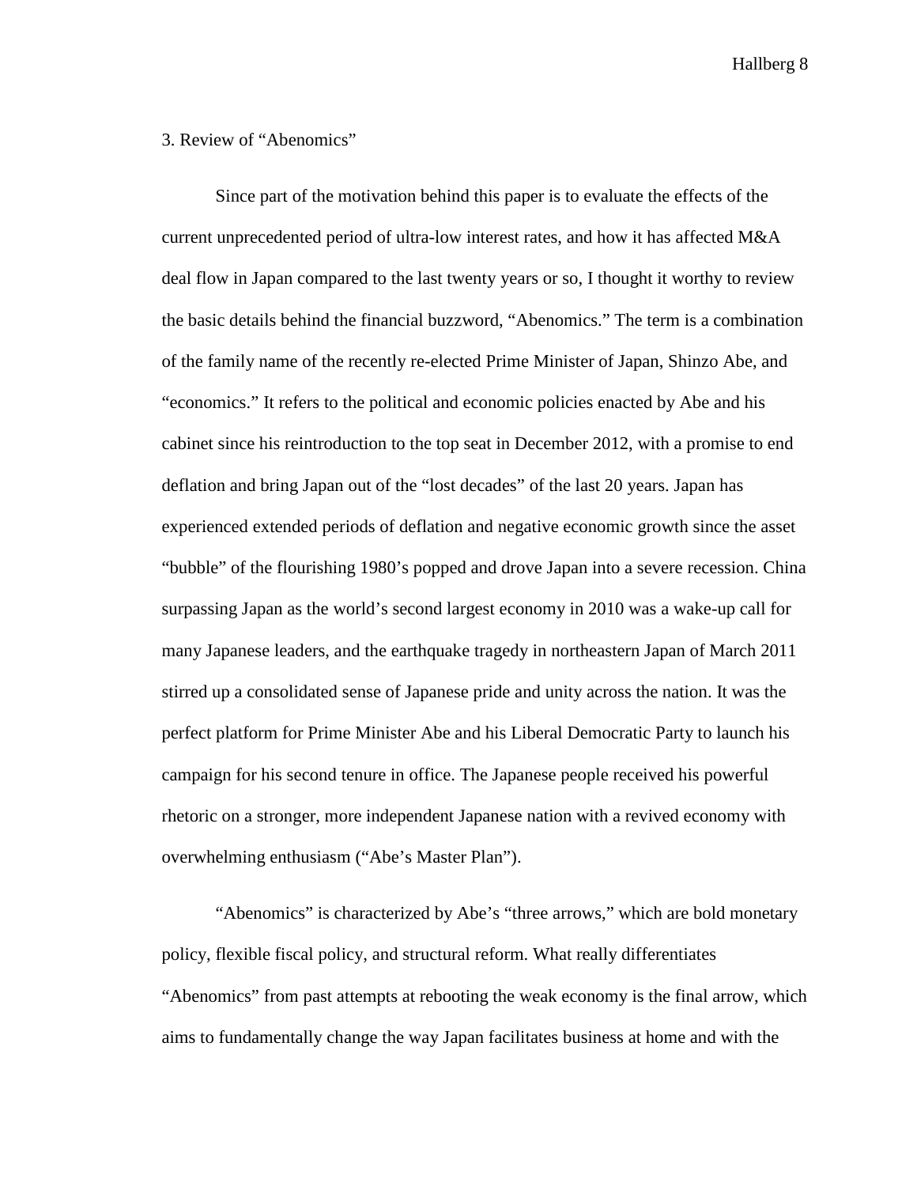## 3. Review of "Abenomics"

Since part of the motivation behind this paper is to evaluate the effects of the current unprecedented period of ultra-low interest rates, and how it has affected M&A deal flow in Japan compared to the last twenty years or so, I thought it worthy to review the basic details behind the financial buzzword, "Abenomics." The term is a combination of the family name of the recently re-elected Prime Minister of Japan, Shinzo Abe, and "economics." It refers to the political and economic policies enacted by Abe and his cabinet since his reintroduction to the top seat in December 2012, with a promise to end deflation and bring Japan out of the "lost decades" of the last 20 years. Japan has experienced extended periods of deflation and negative economic growth since the asset "bubble" of the flourishing 1980's popped and drove Japan into a severe recession. China surpassing Japan as the world's second largest economy in 2010 was a wake-up call for many Japanese leaders, and the earthquake tragedy in northeastern Japan of March 2011 stirred up a consolidated sense of Japanese pride and unity across the nation. It was the perfect platform for Prime Minister Abe and his Liberal Democratic Party to launch his campaign for his second tenure in office. The Japanese people received his powerful rhetoric on a stronger, more independent Japanese nation with a revived economy with overwhelming enthusiasm ("Abe's Master Plan").

"Abenomics" is characterized by Abe's "three arrows," which are bold monetary policy, flexible fiscal policy, and structural reform. What really differentiates "Abenomics" from past attempts at rebooting the weak economy is the final arrow, which aims to fundamentally change the way Japan facilitates business at home and with the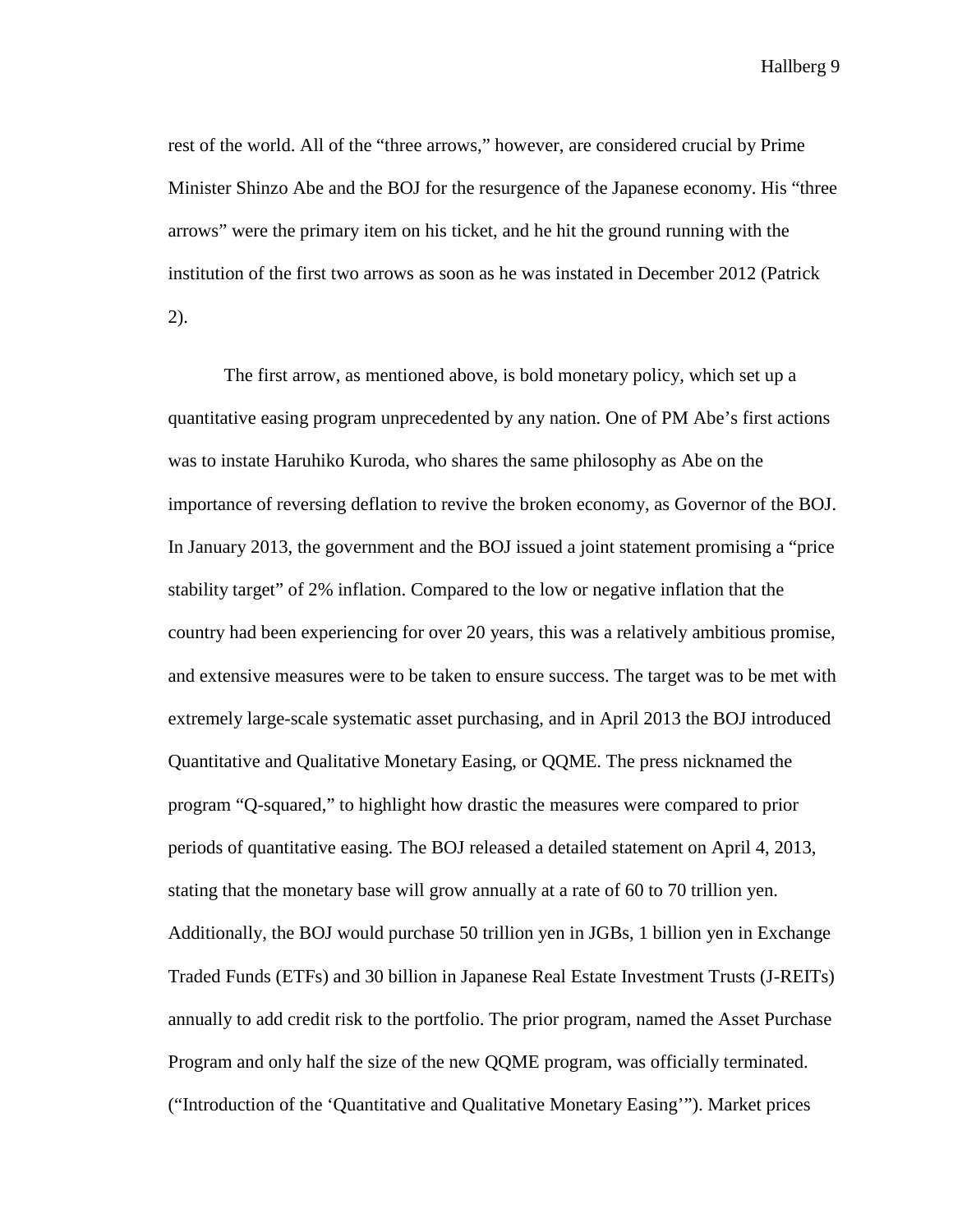rest of the world. All of the "three arrows," however, are considered crucial by Prime Minister Shinzo Abe and the BOJ for the resurgence of the Japanese economy. His "three arrows" were the primary item on his ticket, and he hit the ground running with the institution of the first two arrows as soon as he was instated in December 2012 (Patrick 2).

The first arrow, as mentioned above, is bold monetary policy, which set up a quantitative easing program unprecedented by any nation. One of PM Abe's first actions was to instate Haruhiko Kuroda, who shares the same philosophy as Abe on the importance of reversing deflation to revive the broken economy, as Governor of the BOJ. In January 2013, the government and the BOJ issued a joint statement promising a "price stability target" of 2% inflation. Compared to the low or negative inflation that the country had been experiencing for over 20 years, this was a relatively ambitious promise, and extensive measures were to be taken to ensure success. The target was to be met with extremely large-scale systematic asset purchasing, and in April 2013 the BOJ introduced Quantitative and Qualitative Monetary Easing, or QQME. The press nicknamed the program "Q-squared," to highlight how drastic the measures were compared to prior periods of quantitative easing. The BOJ released a detailed statement on April 4, 2013, stating that the monetary base will grow annually at a rate of 60 to 70 trillion yen. Additionally, the BOJ would purchase 50 trillion yen in JGBs, 1 billion yen in Exchange Traded Funds (ETFs) and 30 billion in Japanese Real Estate Investment Trusts (J-REITs) annually to add credit risk to the portfolio. The prior program, named the Asset Purchase Program and only half the size of the new QQME program, was officially terminated. ("Introduction of the 'Quantitative and Qualitative Monetary Easing'"). Market prices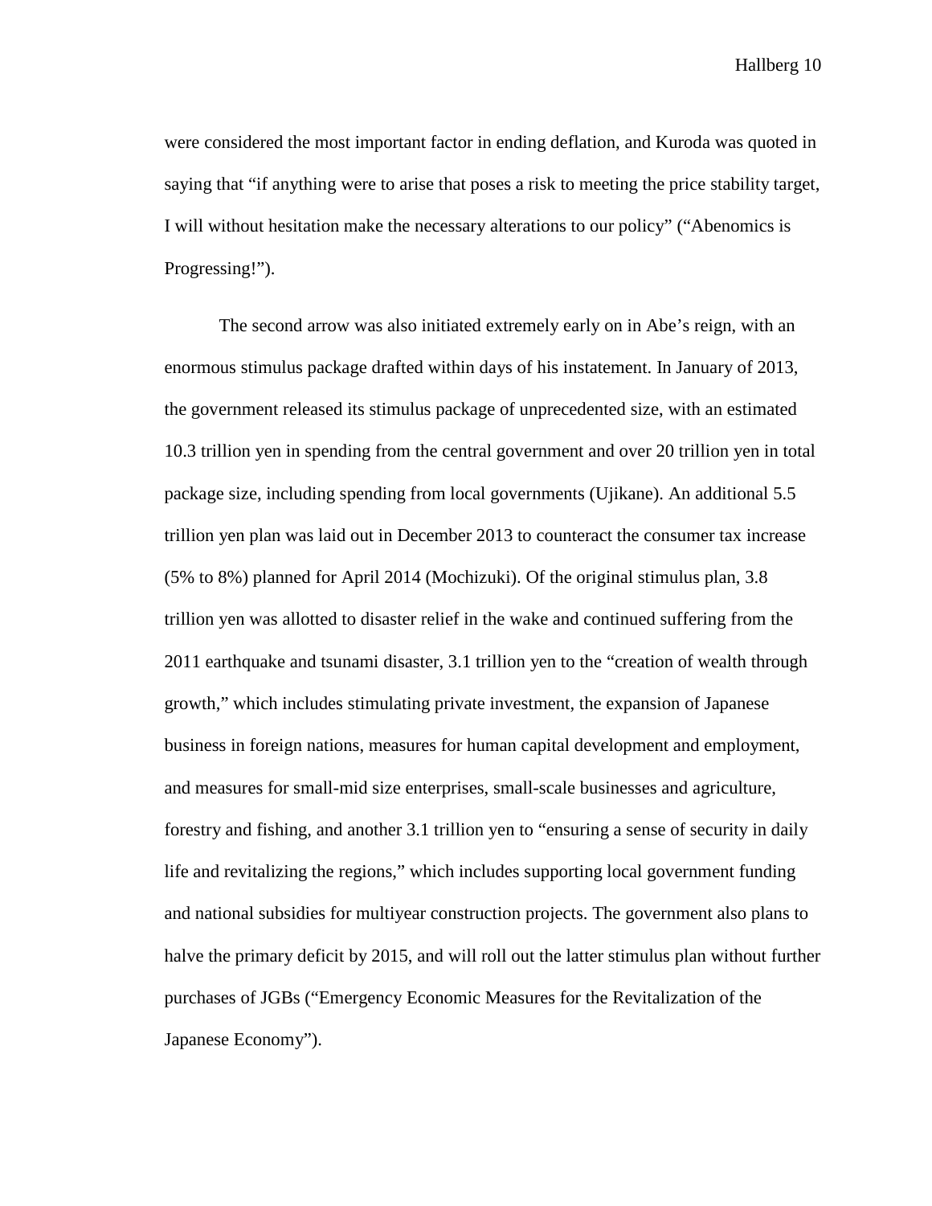were considered the most important factor in ending deflation, and Kuroda was quoted in saying that "if anything were to arise that poses a risk to meeting the price stability target, I will without hesitation make the necessary alterations to our policy" ("Abenomics is Progressing!").

The second arrow was also initiated extremely early on in Abe's reign, with an enormous stimulus package drafted within days of his instatement. In January of 2013, the government released its stimulus package of unprecedented size, with an estimated 10.3 trillion yen in spending from the central government and over 20 trillion yen in total package size, including spending from local governments (Ujikane). An additional 5.5 trillion yen plan was laid out in December 2013 to counteract the consumer tax increase (5% to 8%) planned for April 2014 (Mochizuki). Of the original stimulus plan, 3.8 trillion yen was allotted to disaster relief in the wake and continued suffering from the 2011 earthquake and tsunami disaster, 3.1 trillion yen to the "creation of wealth through growth," which includes stimulating private investment, the expansion of Japanese business in foreign nations, measures for human capital development and employment, and measures for small-mid size enterprises, small-scale businesses and agriculture, forestry and fishing, and another 3.1 trillion yen to "ensuring a sense of security in daily life and revitalizing the regions," which includes supporting local government funding and national subsidies for multiyear construction projects. The government also plans to halve the primary deficit by 2015, and will roll out the latter stimulus plan without further purchases of JGBs ("Emergency Economic Measures for the Revitalization of the Japanese Economy").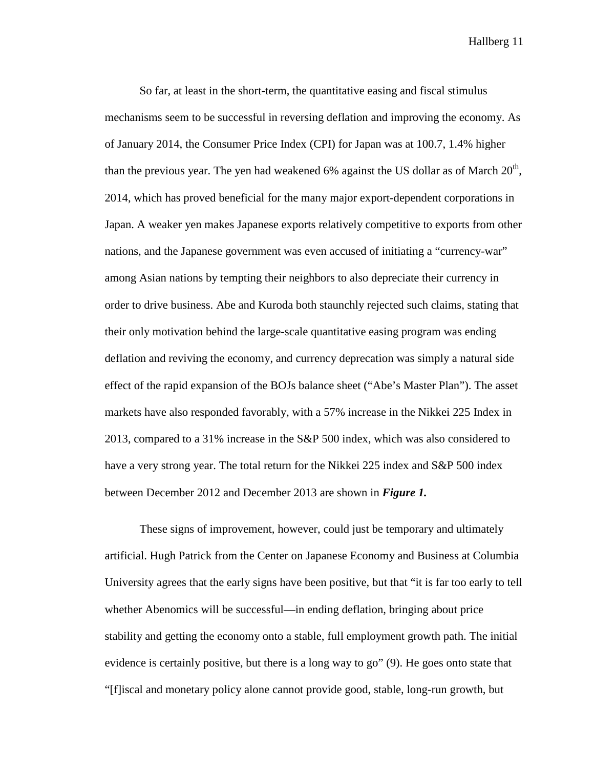So far, at least in the short-term, the quantitative easing and fiscal stimulus mechanisms seem to be successful in reversing deflation and improving the economy. As of January 2014, the Consumer Price Index (CPI) for Japan was at 100.7, 1.4% higher than the previous year. The yen had weakened 6% against the US dollar as of March 20th, 2014, which has proved beneficial for the many major export-dependent corporations in Japan. A weaker yen makes Japanese exports relatively competitive to exports from other nations, and the Japanese government was even accused of initiating a "currency-war" among Asian nations by tempting their neighbors to also depreciate their currency in order to drive business. Abe and Kuroda both staunchly rejected such claims, stating that their only motivation behind the large-scale quantitative easing program was ending deflation and reviving the economy, and currency deprecation was simply a natural side effect of the rapid expansion of the BOJs balance sheet ("Abe's Master Plan"). The asset markets have also responded favorably, with a 57% increase in the Nikkei 225 Index in 2013, compared to a 31% increase in the S&P 500 index, which was also considered to have a very strong year. The total return for the Nikkei 225 index and S&P 500 index between December 2012 and December 2013 are shown in ***Figure 1.***

These signs of improvement, however, could just be temporary and ultimately artificial. Hugh Patrick from the Center on Japanese Economy and Business at Columbia University agrees that the early signs have been positive, but that "it is far too early to tell whether Abenomics will be successful—in ending deflation, bringing about price stability and getting the economy onto a stable, full employment growth path. The initial evidence is certainly positive, but there is a long way to go" (9). He goes onto state that "[f]iscal and monetary policy alone cannot provide good, stable, long-run growth, but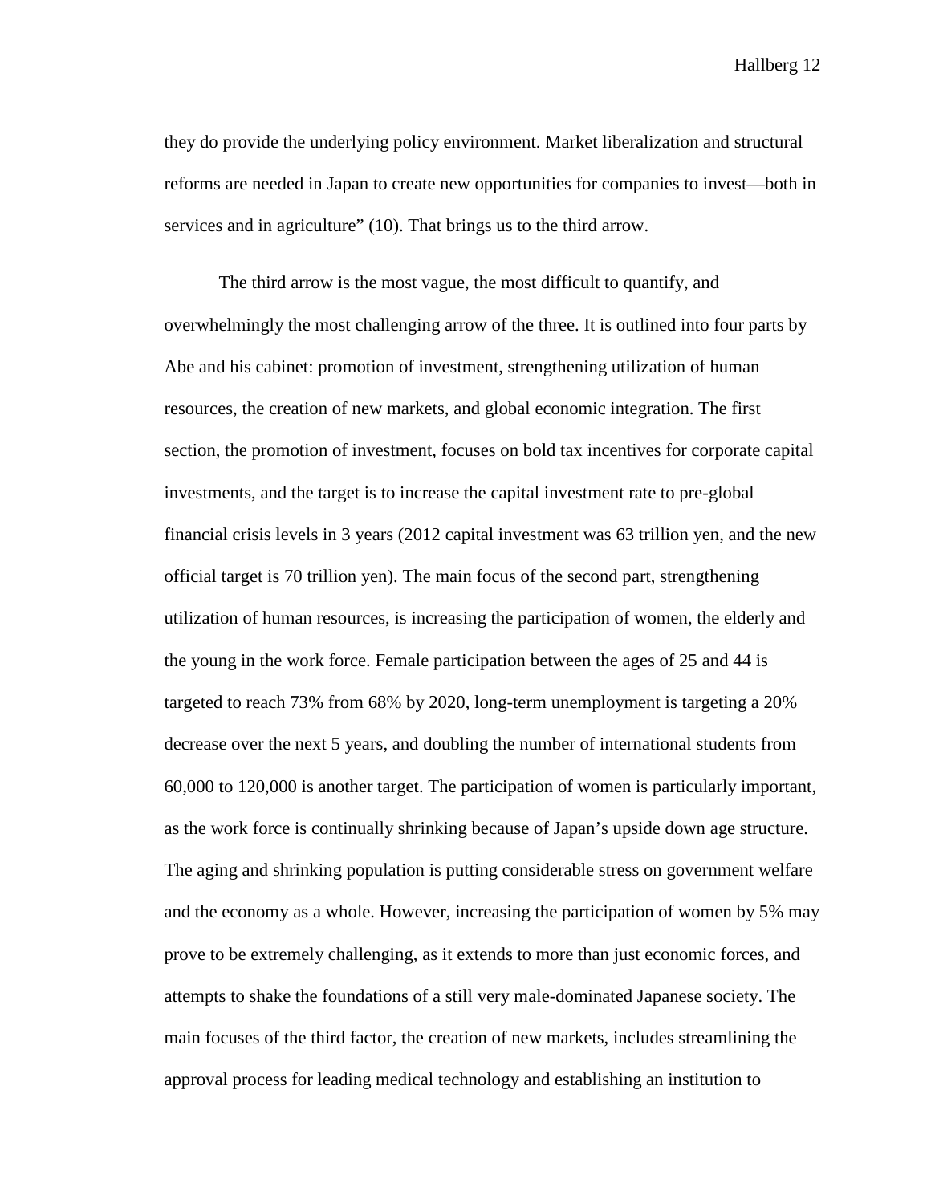they do provide the underlying policy environment. Market liberalization and structural reforms are needed in Japan to create new opportunities for companies to invest—both in services and in agriculture" (10). That brings us to the third arrow.

The third arrow is the most vague, the most difficult to quantify, and overwhelmingly the most challenging arrow of the three. It is outlined into four parts by Abe and his cabinet: promotion of investment, strengthening utilization of human resources, the creation of new markets, and global economic integration. The first section, the promotion of investment, focuses on bold tax incentives for corporate capital investments, and the target is to increase the capital investment rate to pre-global financial crisis levels in 3 years (2012 capital investment was 63 trillion yen, and the new official target is 70 trillion yen). The main focus of the second part, strengthening utilization of human resources, is increasing the participation of women, the elderly and the young in the work force. Female participation between the ages of 25 and 44 is targeted to reach 73% from 68% by 2020, long-term unemployment is targeting a 20% decrease over the next 5 years, and doubling the number of international students from 60,000 to 120,000 is another target. The participation of women is particularly important, as the work force is continually shrinking because of Japan's upside down age structure. The aging and shrinking population is putting considerable stress on government welfare and the economy as a whole. However, increasing the participation of women by 5% may prove to be extremely challenging, as it extends to more than just economic forces, and attempts to shake the foundations of a still very male-dominated Japanese society. The main focuses of the third factor, the creation of new markets, includes streamlining the approval process for leading medical technology and establishing an institution to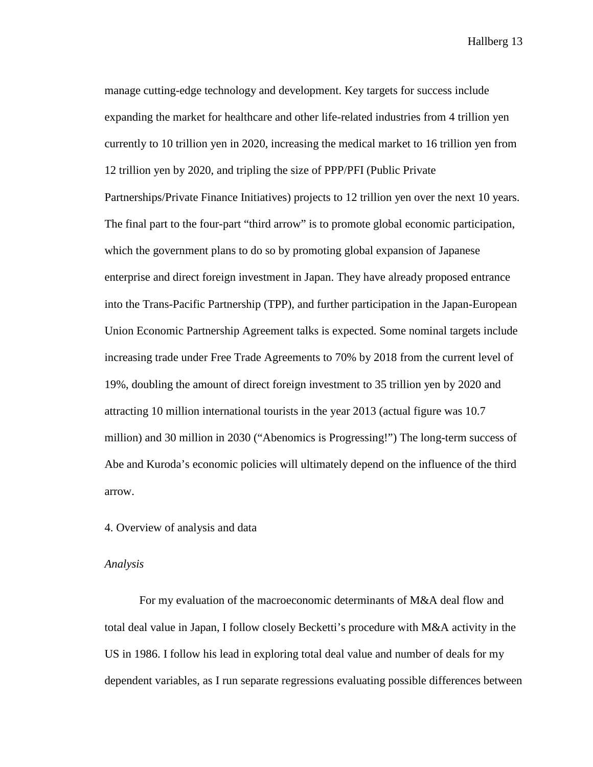manage cutting-edge technology and development. Key targets for success include expanding the market for healthcare and other life-related industries from 4 trillion yen currently to 10 trillion yen in 2020, increasing the medical market to 16 trillion yen from 12 trillion yen by 2020, and tripling the size of PPP/PFI (Public Private Partnerships/Private Finance Initiatives) projects to 12 trillion yen over the next 10 years. The final part to the four-part "third arrow" is to promote global economic participation, which the government plans to do so by promoting global expansion of Japanese enterprise and direct foreign investment in Japan. They have already proposed entrance into the Trans-Pacific Partnership (TPP), and further participation in the Japan-European Union Economic Partnership Agreement talks is expected. Some nominal targets include increasing trade under Free Trade Agreements to 70% by 2018 from the current level of 19%, doubling the amount of direct foreign investment to 35 trillion yen by 2020 and attracting 10 million international tourists in the year 2013 (actual figure was 10.7 million) and 30 million in 2030 ("Abenomics is Progressing!") The long-term success of Abe and Kuroda's economic policies will ultimately depend on the influence of the third arrow.

## 4. Overview of analysis and data

### *Analysis*

For my evaluation of the macroeconomic determinants of M&A deal flow and total deal value in Japan, I follow closely Becketti's procedure with M&A activity in the US in 1986. I follow his lead in exploring total deal value and number of deals for my dependent variables, as I run separate regressions evaluating possible differences between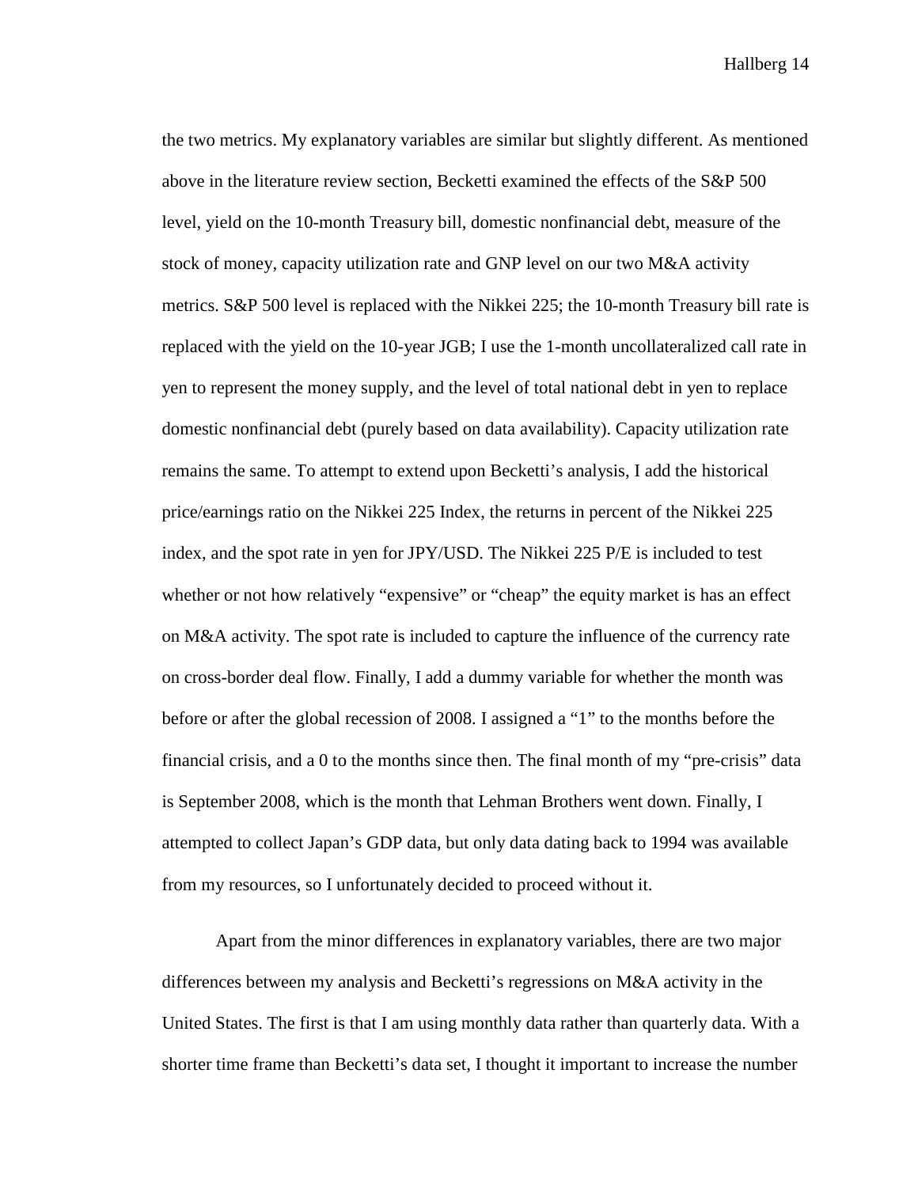the two metrics. My explanatory variables are similar but slightly different. As mentioned above in the literature review section, Becketti examined the effects of the S&P 500 level, yield on the 10-month Treasury bill, domestic nonfinancial debt, measure of the stock of money, capacity utilization rate and GNP level on our two M&A activity metrics. S&P 500 level is replaced with the Nikkei 225; the 10-month Treasury bill rate is replaced with the yield on the 10-year JGB; I use the 1-month uncollateralized call rate in yen to represent the money supply, and the level of total national debt in yen to replace domestic nonfinancial debt (purely based on data availability). Capacity utilization rate remains the same. To attempt to extend upon Becketti's analysis, I add the historical price/earnings ratio on the Nikkei 225 Index, the returns in percent of the Nikkei 225 index, and the spot rate in yen for JPY/USD. The Nikkei 225 P/E is included to test whether or not how relatively "expensive" or "cheap" the equity market is has an effect on M&A activity. The spot rate is included to capture the influence of the currency rate on cross-border deal flow. Finally, I add a dummy variable for whether the month was before or after the global recession of 2008. I assigned a "1" to the months before the financial crisis, and a 0 to the months since then. The final month of my "pre-crisis" data is September 2008, which is the month that Lehman Brothers went down. Finally, I attempted to collect Japan's GDP data, but only data dating back to 1994 was available from my resources, so I unfortunately decided to proceed without it.

Apart from the minor differences in explanatory variables, there are two major differences between my analysis and Becketti's regressions on M&A activity in the United States. The first is that I am using monthly data rather than quarterly data. With a shorter time frame than Becketti's data set, I thought it important to increase the number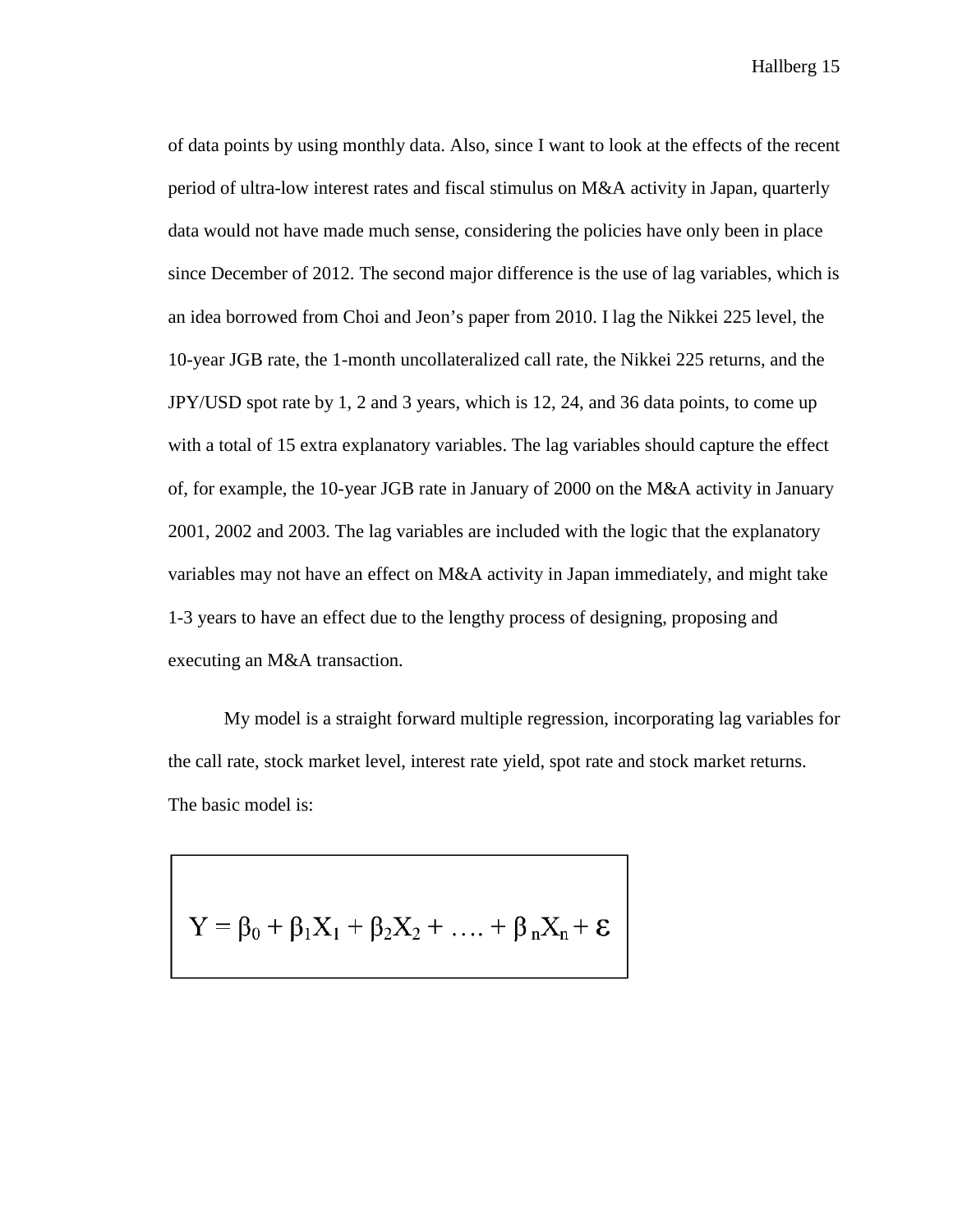of data points by using monthly data. Also, since I want to look at the effects of the recent period of ultra-low interest rates and fiscal stimulus on M&A activity in Japan, quarterly data would not have made much sense, considering the policies have only been in place since December of 2012. The second major difference is the use of lag variables, which is an idea borrowed from Choi and Jeon's paper from 2010. I lag the Nikkei 225 level, the 10-year JGB rate, the 1-month uncollateralized call rate, the Nikkei 225 returns, and the JPY/USD spot rate by 1, 2 and 3 years, which is 12, 24, and 36 data points, to come up with a total of 15 extra explanatory variables. The lag variables should capture the effect of, for example, the 10-year JGB rate in January of 2000 on the M&A activity in January 2001, 2002 and 2003. The lag variables are included with the logic that the explanatory variables may not have an effect on M&A activity in Japan immediately, and might take 1-3 years to have an effect due to the lengthy process of designing, proposing and executing an M&A transaction.

My model is a straight forward multiple regression, incorporating lag variables for the call rate, stock market level, interest rate yield, spot rate and stock market returns. The basic model is:

$$Y = \beta_0 + \beta_1 X_1 + \beta_2 X_2 + \ldots + \beta_n X_n + \varepsilon$$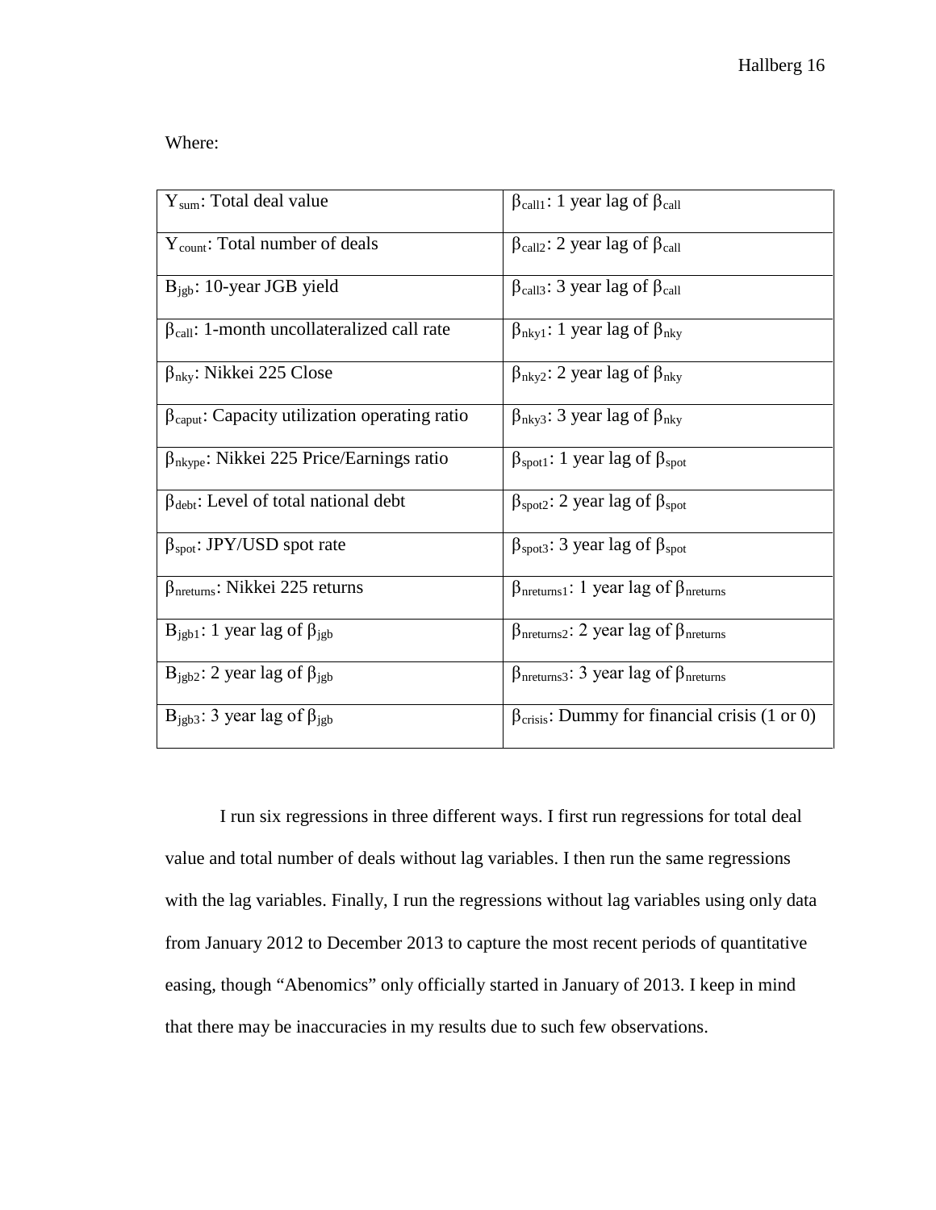Where:

| | |
|---|---|
| $Y_{sum}$: Total deal value | $\beta_{call1}$: 1 year lag of $\beta_{call}$ |
| $Y_{count}$: Total number of deals | $\beta_{call2}$: 2 year lag of $\beta_{call}$ |
| $B_{jgb}$: 10-year JGB yield | $\beta_{call3}$: 3 year lag of $\beta_{call}$ |
| $\beta_{call}$: 1-month uncollateralized call rate | $\beta_{nky1}$: 1 year lag of $\beta_{nky}$ |
| $\beta_{nky}$: Nikkei 225 Close | $\beta_{nky2}$: 2 year lag of $\beta_{nky}$ |
| $\beta_{caput}$: Capacity utilization operating ratio | $\beta_{nky3}$: 3 year lag of $\beta_{nky}$ |
| $\beta_{nkype}$: Nikkei 225 Price/Earnings ratio | $\beta_{spot1}$: 1 year lag of $\beta_{spot}$ |
| $\beta_{debt}$: Level of total national debt | $\beta_{spot2}$: 2 year lag of $\beta_{spot}$ |
| $\beta_{spot}$: JPY/USD spot rate | $\beta_{spot3}$: 3 year lag of $\beta_{spot}$ |
| $\beta_{nreturns}$: Nikkei 225 returns | $\beta_{nreturns1}$: 1 year lag of $\beta_{nreturns}$ |
| $B_{jgb1}$: 1 year lag of $\beta_{jgb}$ | $\beta_{nreturns2}$: 2 year lag of $\beta_{nreturns}$ |
| $B_{jgb2}$: 2 year lag of $\beta_{jgb}$ | $\beta_{nreturns3}$: 3 year lag of $\beta_{nreturns}$ |
| $B_{jgb3}$: 3 year lag of $\beta_{jgb}$ | $\beta_{crisis}$: Dummy for financial crisis (1 or 0) |

I run six regressions in three different ways. I first run regressions for total deal value and total number of deals without lag variables. I then run the same regressions with the lag variables. Finally, I run the regressions without lag variables using only data from January 2012 to December 2013 to capture the most recent periods of quantitative easing, though "Abenomics" only officially started in January of 2013. I keep in mind that there may be inaccuracies in my results due to such few observations.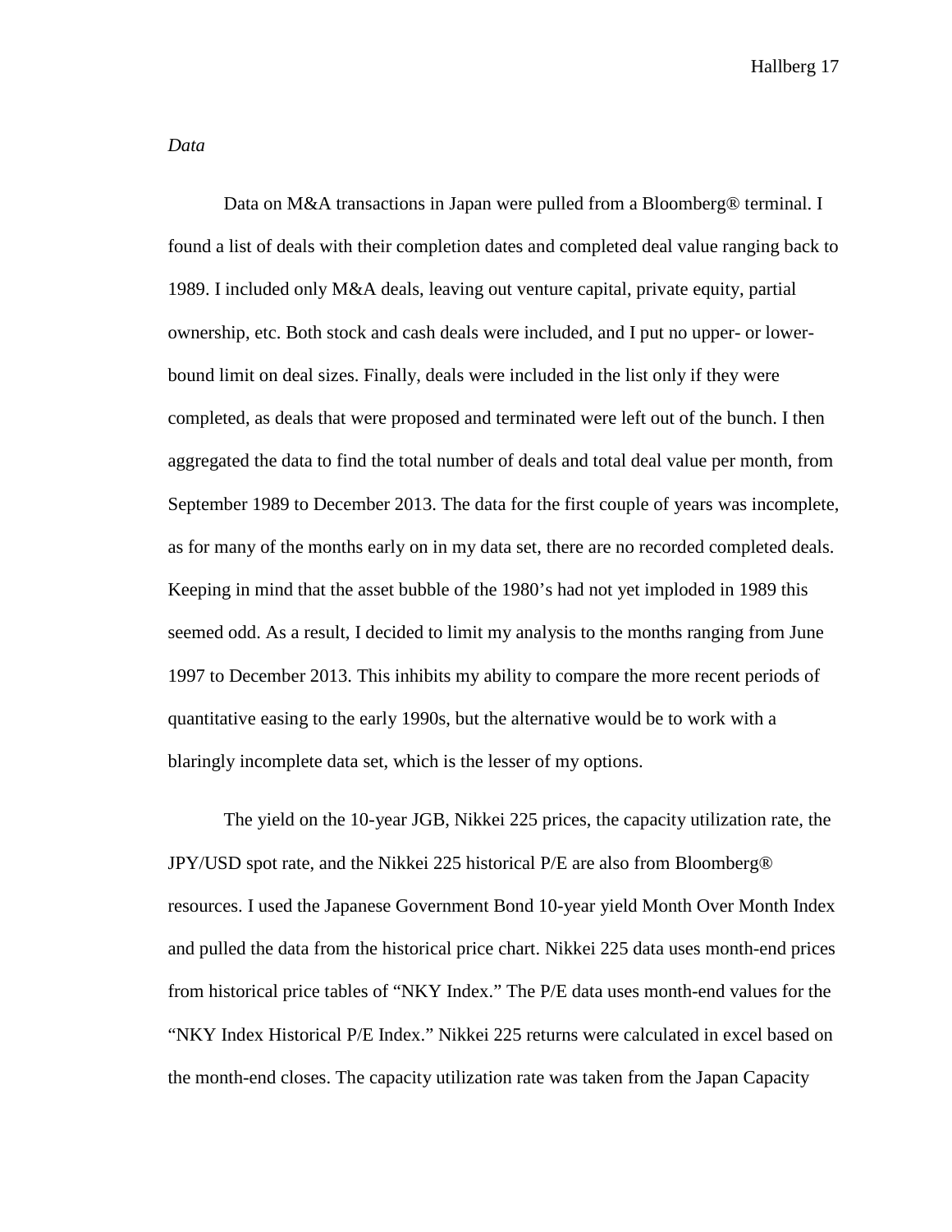*Data*

Data on M&A transactions in Japan were pulled from a Bloomberg® terminal. I found a list of deals with their completion dates and completed deal value ranging back to 1989. I included only M&A deals, leaving out venture capital, private equity, partial ownership, etc. Both stock and cash deals were included, and I put no upper- or lower-bound limit on deal sizes. Finally, deals were included in the list only if they were completed, as deals that were proposed and terminated were left out of the bunch. I then aggregated the data to find the total number of deals and total deal value per month, from September 1989 to December 2013. The data for the first couple of years was incomplete, as for many of the months early on in my data set, there are no recorded completed deals. Keeping in mind that the asset bubble of the 1980's had not yet imploded in 1989 this seemed odd. As a result, I decided to limit my analysis to the months ranging from June 1997 to December 2013. This inhibits my ability to compare the more recent periods of quantitative easing to the early 1990s, but the alternative would be to work with a blaringly incomplete data set, which is the lesser of my options.

The yield on the 10-year JGB, Nikkei 225 prices, the capacity utilization rate, the JPY/USD spot rate, and the Nikkei 225 historical P/E are also from Bloomberg® resources. I used the Japanese Government Bond 10-year yield Month Over Month Index and pulled the data from the historical price chart. Nikkei 225 data uses month-end prices from historical price tables of "NKY Index." The P/E data uses month-end values for the "NKY Index Historical P/E Index." Nikkei 225 returns were calculated in excel based on the month-end closes. The capacity utilization rate was taken from the Japan Capacity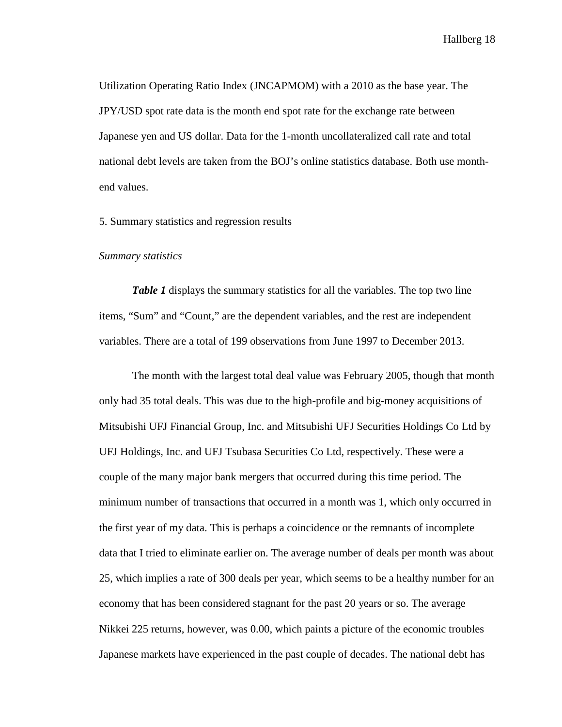Utilization Operating Ratio Index (JNCAPMOM) with a 2010 as the base year. The JPY/USD spot rate data is the month end spot rate for the exchange rate between Japanese yen and US dollar. Data for the 1-month uncollateralized call rate and total national debt levels are taken from the BOJ's online statistics database. Both use month-end values.

## 5. Summary statistics and regression results

### *Summary statistics*

***Table 1*** displays the summary statistics for all the variables. The top two line items, "Sum" and "Count," are the dependent variables, and the rest are independent variables. There are a total of 199 observations from June 1997 to December 2013.

The month with the largest total deal value was February 2005, though that month only had 35 total deals. This was due to the high-profile and big-money acquisitions of Mitsubishi UFJ Financial Group, Inc. and Mitsubishi UFJ Securities Holdings Co Ltd by UFJ Holdings, Inc. and UFJ Tsubasa Securities Co Ltd, respectively. These were a couple of the many major bank mergers that occurred during this time period. The minimum number of transactions that occurred in a month was 1, which only occurred in the first year of my data. This is perhaps a coincidence or the remnants of incomplete data that I tried to eliminate earlier on. The average number of deals per month was about 25, which implies a rate of 300 deals per year, which seems to be a healthy number for an economy that has been considered stagnant for the past 20 years or so. The average Nikkei 225 returns, however, was 0.00, which paints a picture of the economic troubles Japanese markets have experienced in the past couple of decades. The national debt has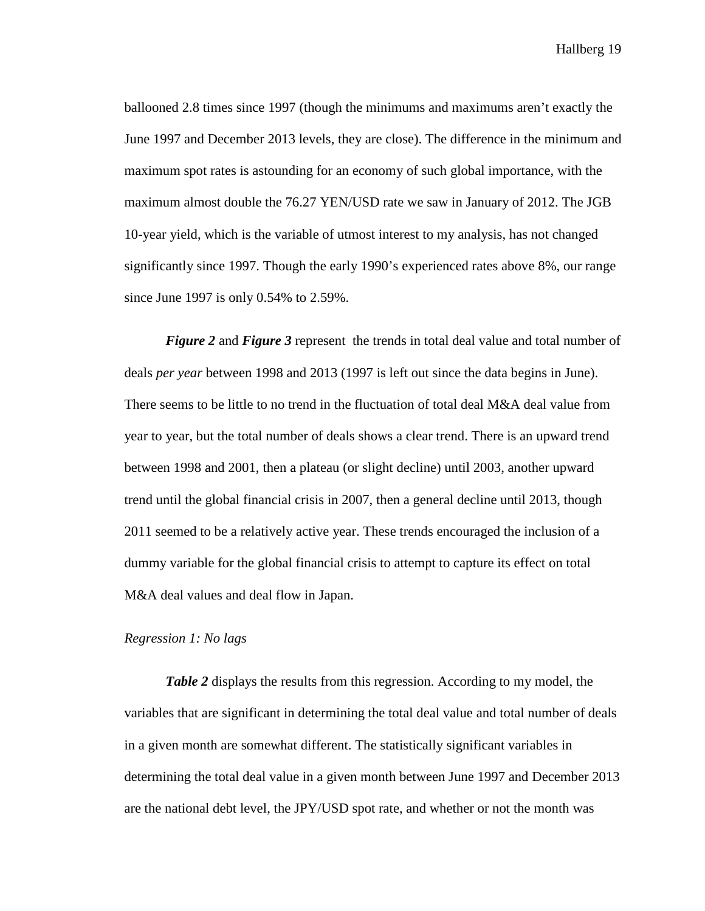ballooned 2.8 times since 1997 (though the minimums and maximums aren't exactly the June 1997 and December 2013 levels, they are close). The difference in the minimum and maximum spot rates is astounding for an economy of such global importance, with the maximum almost double the 76.27 YEN/USD rate we saw in January of 2012. The JGB 10-year yield, which is the variable of utmost interest to my analysis, has not changed significantly since 1997. Though the early 1990's experienced rates above 8%, our range since June 1997 is only 0.54% to 2.59%.

***Figure 2*** and ***Figure 3*** represent the trends in total deal value and total number of deals *per year* between 1998 and 2013 (1997 is left out since the data begins in June). There seems to be little to no trend in the fluctuation of total deal M&A deal value from year to year, but the total number of deals shows a clear trend. There is an upward trend between 1998 and 2001, then a plateau (or slight decline) until 2003, another upward trend until the global financial crisis in 2007, then a general decline until 2013, though 2011 seemed to be a relatively active year. These trends encouraged the inclusion of a dummy variable for the global financial crisis to attempt to capture its effect on total M&A deal values and deal flow in Japan.

*Regression 1: No lags*

***Table 2*** displays the results from this regression. According to my model, the variables that are significant in determining the total deal value and total number of deals in a given month are somewhat different. The statistically significant variables in determining the total deal value in a given month between June 1997 and December 2013 are the national debt level, the JPY/USD spot rate, and whether or not the month was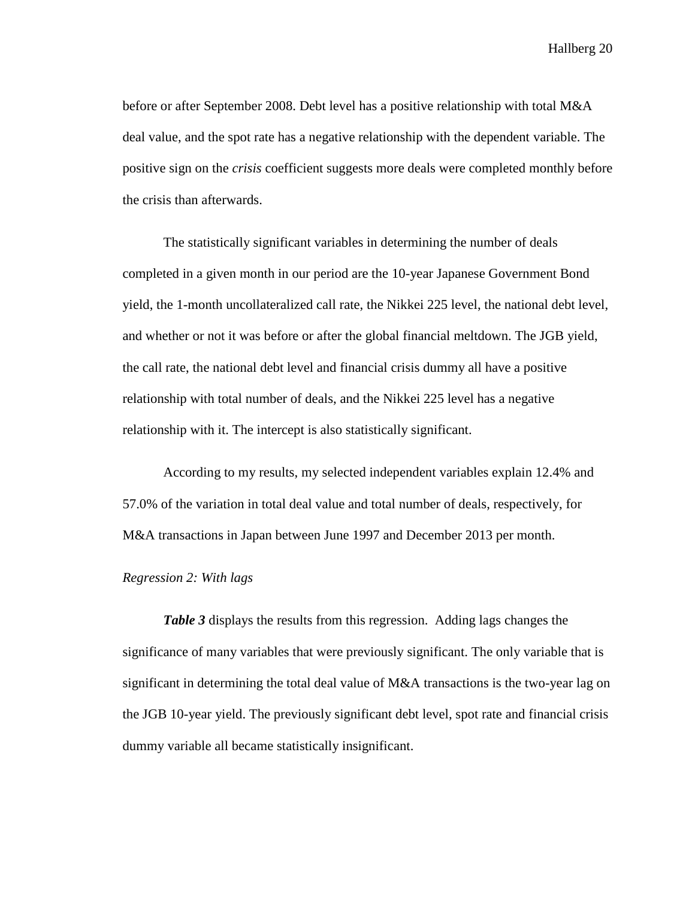before or after September 2008. Debt level has a positive relationship with total M&A deal value, and the spot rate has a negative relationship with the dependent variable. The positive sign on the *crisis* coefficient suggests more deals were completed monthly before the crisis than afterwards.

The statistically significant variables in determining the number of deals completed in a given month in our period are the 10-year Japanese Government Bond yield, the 1-month uncollateralized call rate, the Nikkei 225 level, the national debt level, and whether or not it was before or after the global financial meltdown. The JGB yield, the call rate, the national debt level and financial crisis dummy all have a positive relationship with total number of deals, and the Nikkei 225 level has a negative relationship with it. The intercept is also statistically significant.

According to my results, my selected independent variables explain 12.4% and 57.0% of the variation in total deal value and total number of deals, respectively, for M&A transactions in Japan between June 1997 and December 2013 per month.

*Regression 2: With lags*

***Table 3*** displays the results from this regression. Adding lags changes the significance of many variables that were previously significant. The only variable that is significant in determining the total deal value of M&A transactions is the two-year lag on the JGB 10-year yield. The previously significant debt level, spot rate and financial crisis dummy variable all became statistically insignificant.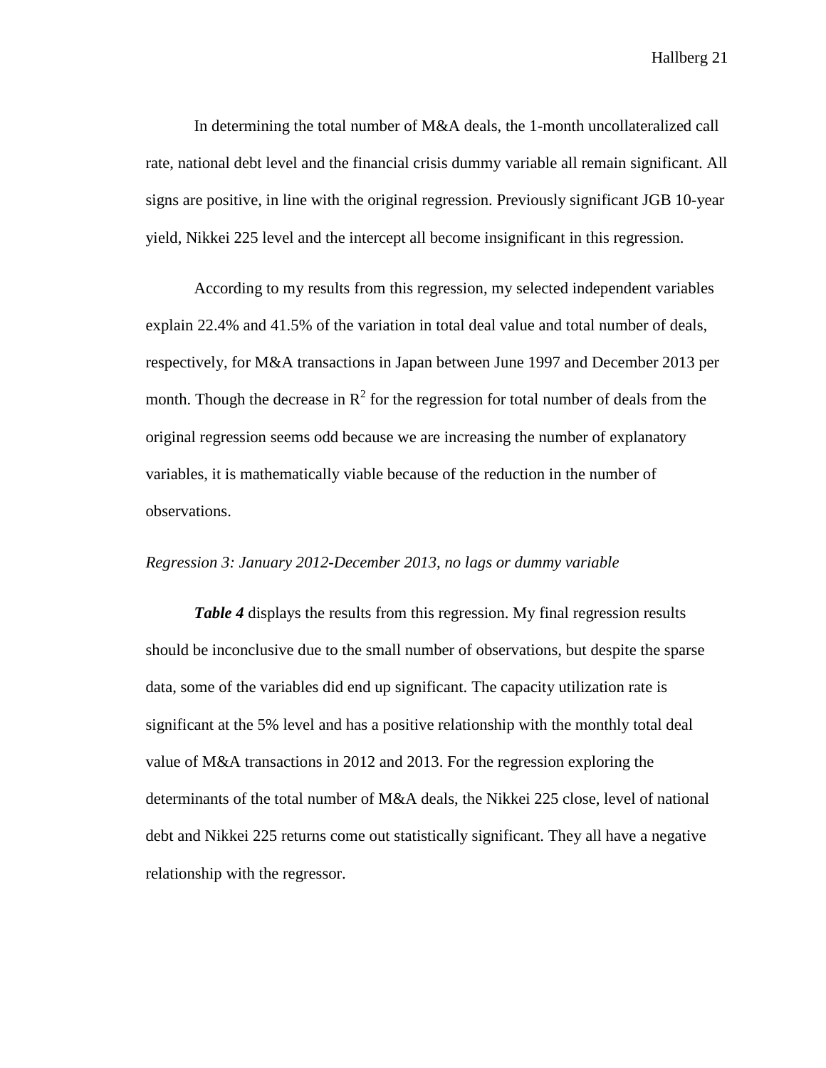In determining the total number of M&A deals, the 1-month uncollateralized call rate, national debt level and the financial crisis dummy variable all remain significant. All signs are positive, in line with the original regression. Previously significant JGB 10-year yield, Nikkei 225 level and the intercept all become insignificant in this regression.

According to my results from this regression, my selected independent variables explain 22.4% and 41.5% of the variation in total deal value and total number of deals, respectively, for M&A transactions in Japan between June 1997 and December 2013 per month. Though the decrease in $R^2$ for the regression for total number of deals from the original regression seems odd because we are increasing the number of explanatory variables, it is mathematically viable because of the reduction in the number of observations.

*Regression 3: January 2012-December 2013, no lags or dummy variable*

***Table 4*** displays the results from this regression. My final regression results should be inconclusive due to the small number of observations, but despite the sparse data, some of the variables did end up significant. The capacity utilization rate is significant at the 5% level and has a positive relationship with the monthly total deal value of M&A transactions in 2012 and 2013. For the regression exploring the determinants of the total number of M&A deals, the Nikkei 225 close, level of national debt and Nikkei 225 returns come out statistically significant. They all have a negative relationship with the regressor.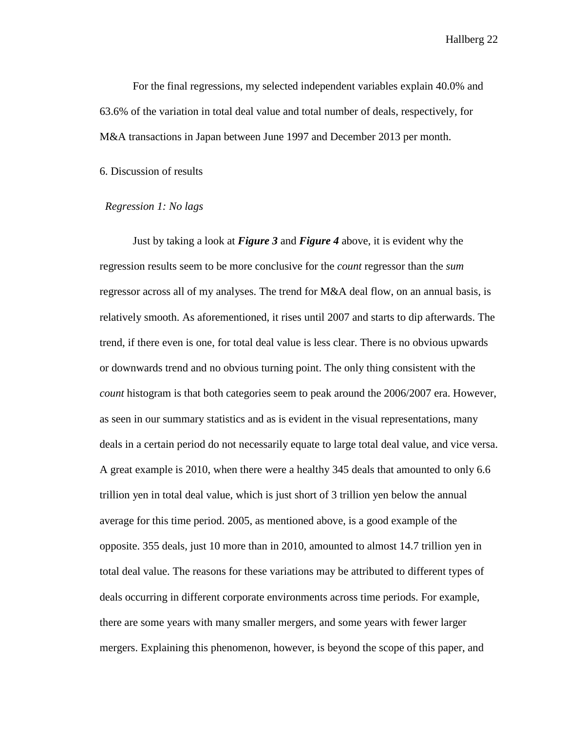For the final regressions, my selected independent variables explain 40.0% and 63.6% of the variation in total deal value and total number of deals, respectively, for M&A transactions in Japan between June 1997 and December 2013 per month.

## 6. Discussion of results

### *Regression 1: No lags*

Just by taking a look at ***Figure 3*** and ***Figure 4*** above, it is evident why the regression results seem to be more conclusive for the *count* regressor than the *sum* regressor across all of my analyses. The trend for M&A deal flow, on an annual basis, is relatively smooth. As aforementioned, it rises until 2007 and starts to dip afterwards. The trend, if there even is one, for total deal value is less clear. There is no obvious upwards or downwards trend and no obvious turning point. The only thing consistent with the *count* histogram is that both categories seem to peak around the 2006/2007 era. However, as seen in our summary statistics and as is evident in the visual representations, many deals in a certain period do not necessarily equate to large total deal value, and vice versa. A great example is 2010, when there were a healthy 345 deals that amounted to only 6.6 trillion yen in total deal value, which is just short of 3 trillion yen below the annual average for this time period. 2005, as mentioned above, is a good example of the opposite. 355 deals, just 10 more than in 2010, amounted to almost 14.7 trillion yen in total deal value. The reasons for these variations may be attributed to different types of deals occurring in different corporate environments across time periods. For example, there are some years with many smaller mergers, and some years with fewer larger mergers. Explaining this phenomenon, however, is beyond the scope of this paper, and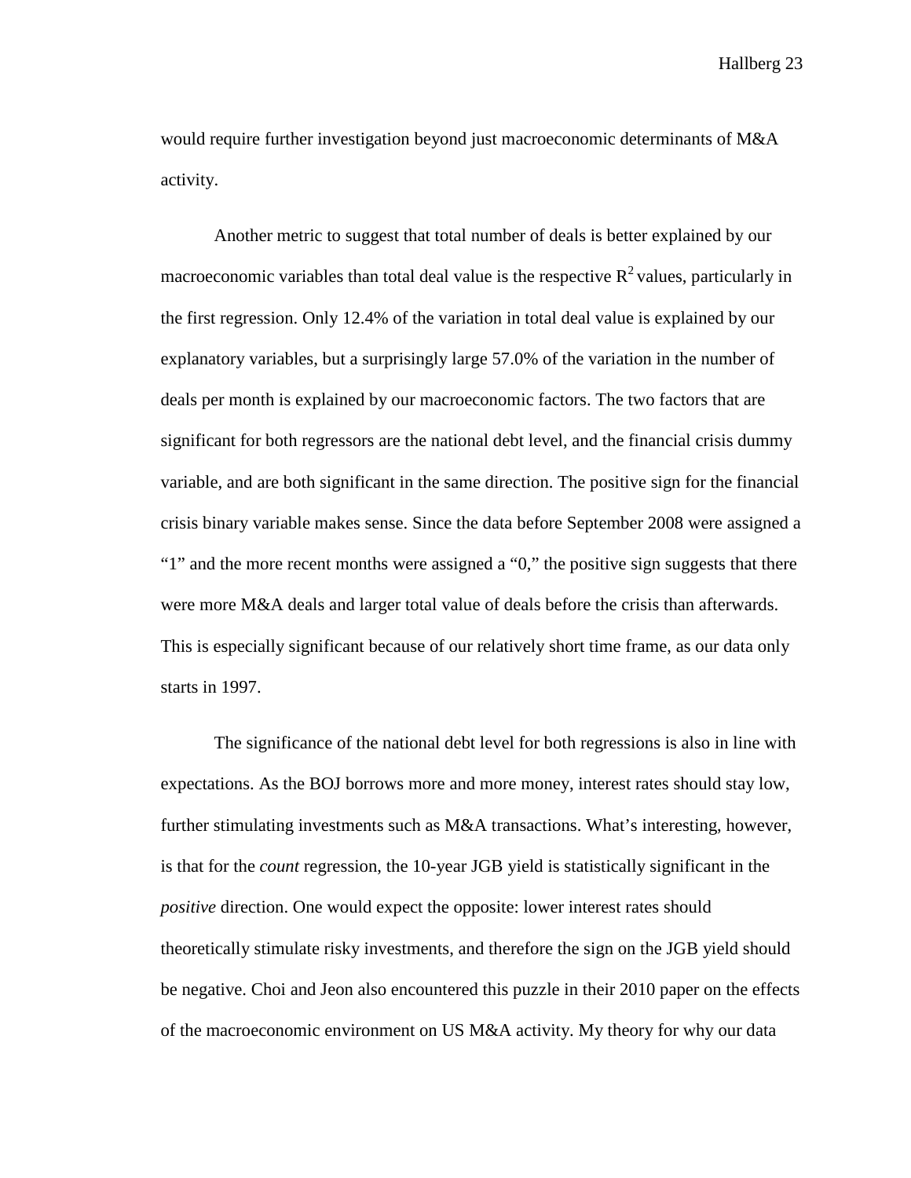would require further investigation beyond just macroeconomic determinants of M&A activity.

Another metric to suggest that total number of deals is better explained by our macroeconomic variables than total deal value is the respective $R^2$ values, particularly in the first regression. Only 12.4% of the variation in total deal value is explained by our explanatory variables, but a surprisingly large 57.0% of the variation in the number of deals per month is explained by our macroeconomic factors. The two factors that are significant for both regressors are the national debt level, and the financial crisis dummy variable, and are both significant in the same direction. The positive sign for the financial crisis binary variable makes sense. Since the data before September 2008 were assigned a "1" and the more recent months were assigned a "0," the positive sign suggests that there were more M&A deals and larger total value of deals before the crisis than afterwards. This is especially significant because of our relatively short time frame, as our data only starts in 1997.

The significance of the national debt level for both regressions is also in line with expectations. As the BOJ borrows more and more money, interest rates should stay low, further stimulating investments such as M&A transactions. What's interesting, however, is that for the *count* regression, the 10-year JGB yield is statistically significant in the *positive* direction. One would expect the opposite: lower interest rates should theoretically stimulate risky investments, and therefore the sign on the JGB yield should be negative. Choi and Jeon also encountered this puzzle in their 2010 paper on the effects of the macroeconomic environment on US M&A activity. My theory for why our data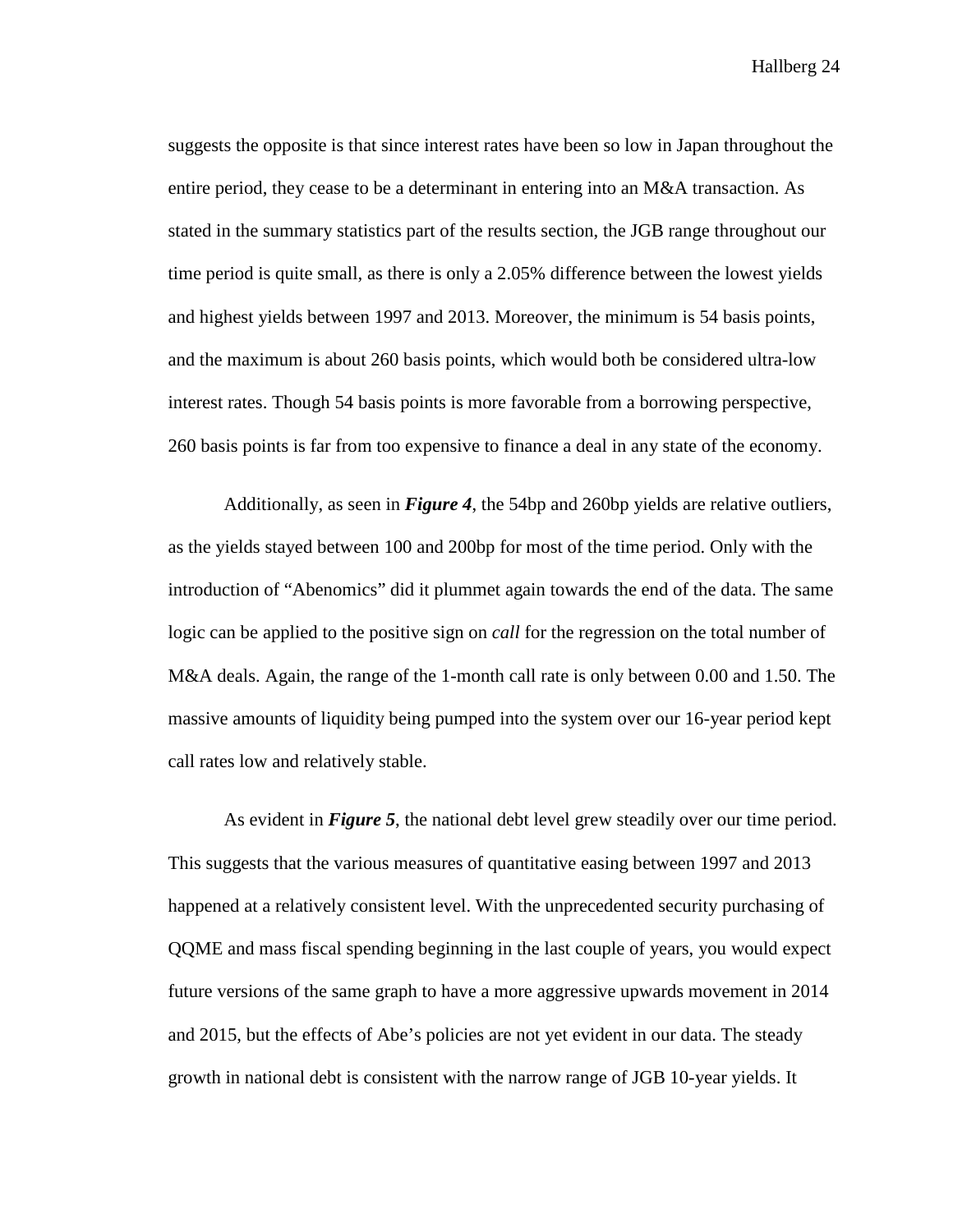suggests the opposite is that since interest rates have been so low in Japan throughout the entire period, they cease to be a determinant in entering into an M&A transaction. As stated in the summary statistics part of the results section, the JGB range throughout our time period is quite small, as there is only a 2.05% difference between the lowest yields and highest yields between 1997 and 2013. Moreover, the minimum is 54 basis points, and the maximum is about 260 basis points, which would both be considered ultra-low interest rates. Though 54 basis points is more favorable from a borrowing perspective, 260 basis points is far from too expensive to finance a deal in any state of the economy.

Additionally, as seen in ***Figure 4***, the 54bp and 260bp yields are relative outliers, as the yields stayed between 100 and 200bp for most of the time period. Only with the introduction of "Abenomics" did it plummet again towards the end of the data. The same logic can be applied to the positive sign on *call* for the regression on the total number of M&A deals. Again, the range of the 1-month call rate is only between 0.00 and 1.50. The massive amounts of liquidity being pumped into the system over our 16-year period kept call rates low and relatively stable.

As evident in ***Figure 5***, the national debt level grew steadily over our time period. This suggests that the various measures of quantitative easing between 1997 and 2013 happened at a relatively consistent level. With the unprecedented security purchasing of QQME and mass fiscal spending beginning in the last couple of years, you would expect future versions of the same graph to have a more aggressive upwards movement in 2014 and 2015, but the effects of Abe's policies are not yet evident in our data. The steady growth in national debt is consistent with the narrow range of JGB 10-year yields. It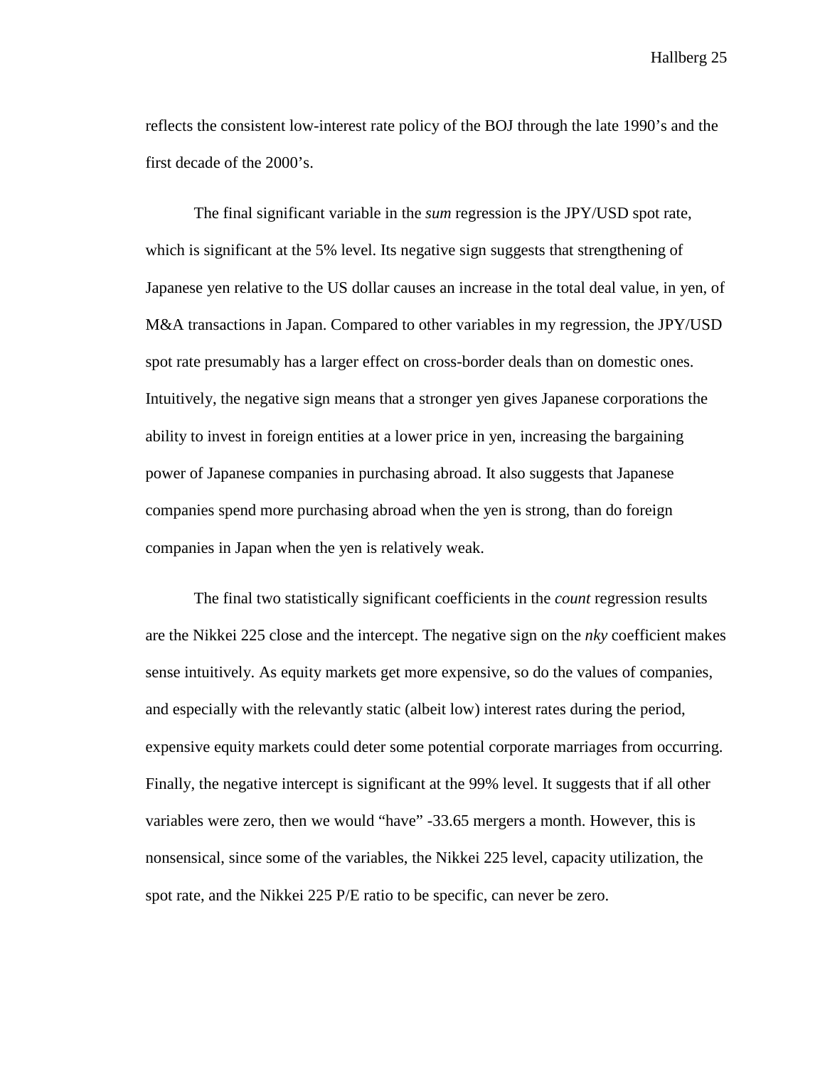reflects the consistent low-interest rate policy of the BOJ through the late 1990's and the first decade of the 2000's.

The final significant variable in the *sum* regression is the JPY/USD spot rate, which is significant at the 5% level. Its negative sign suggests that strengthening of Japanese yen relative to the US dollar causes an increase in the total deal value, in yen, of M&A transactions in Japan. Compared to other variables in my regression, the JPY/USD spot rate presumably has a larger effect on cross-border deals than on domestic ones. Intuitively, the negative sign means that a stronger yen gives Japanese corporations the ability to invest in foreign entities at a lower price in yen, increasing the bargaining power of Japanese companies in purchasing abroad. It also suggests that Japanese companies spend more purchasing abroad when the yen is strong, than do foreign companies in Japan when the yen is relatively weak.

The final two statistically significant coefficients in the *count* regression results are the Nikkei 225 close and the intercept. The negative sign on the *nky* coefficient makes sense intuitively. As equity markets get more expensive, so do the values of companies, and especially with the relevantly static (albeit low) interest rates during the period, expensive equity markets could deter some potential corporate marriages from occurring. Finally, the negative intercept is significant at the 99% level. It suggests that if all other variables were zero, then we would "have" -33.65 mergers a month. However, this is nonsensical, since some of the variables, the Nikkei 225 level, capacity utilization, the spot rate, and the Nikkei 225 P/E ratio to be specific, can never be zero.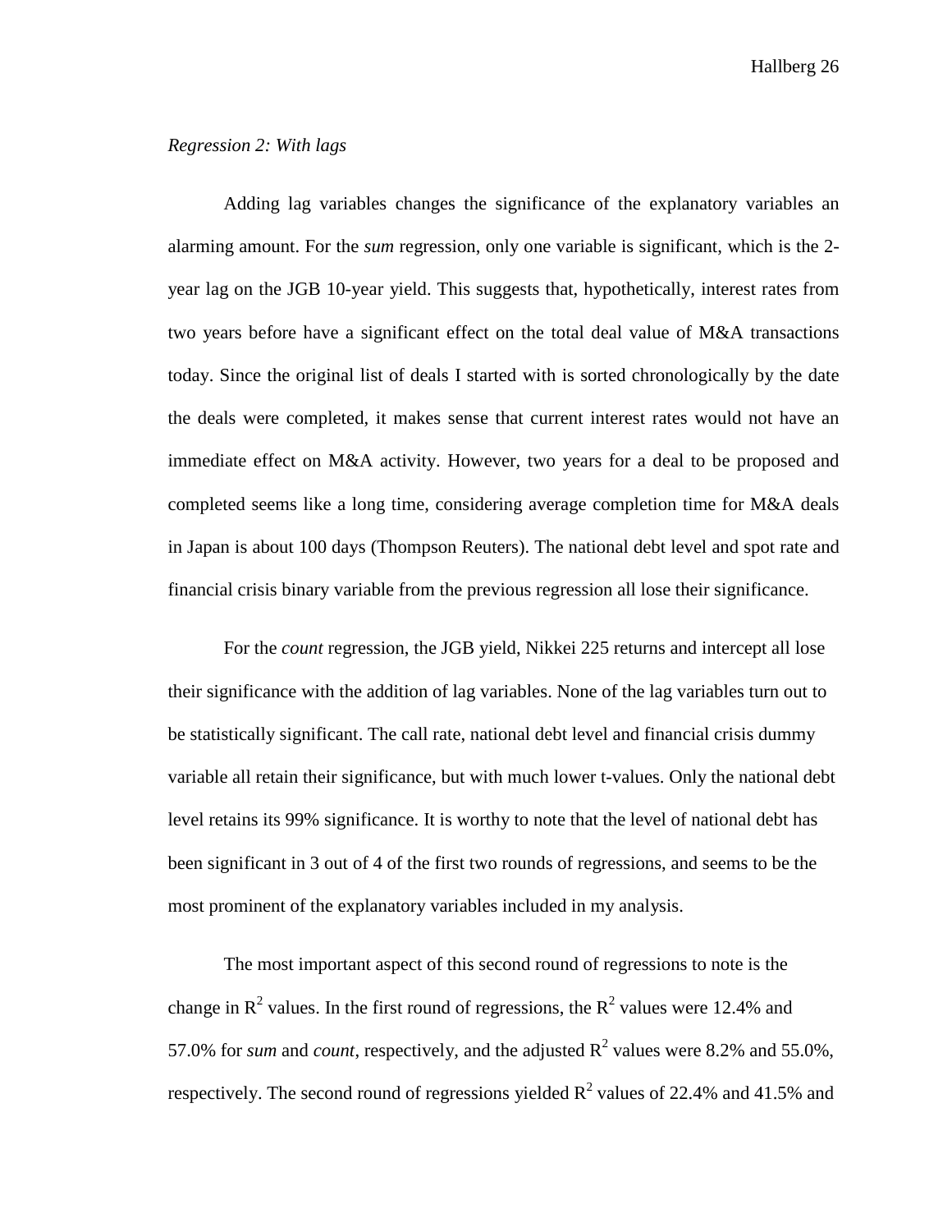*Regression 2: With lags*

Adding lag variables changes the significance of the explanatory variables an alarming amount. For the *sum* regression, only one variable is significant, which is the 2-year lag on the JGB 10-year yield. This suggests that, hypothetically, interest rates from two years before have a significant effect on the total deal value of M&A transactions today. Since the original list of deals I started with is sorted chronologically by the date the deals were completed, it makes sense that current interest rates would not have an immediate effect on M&A activity. However, two years for a deal to be proposed and completed seems like a long time, considering average completion time for M&A deals in Japan is about 100 days (Thompson Reuters). The national debt level and spot rate and financial crisis binary variable from the previous regression all lose their significance.

For the *count* regression, the JGB yield, Nikkei 225 returns and intercept all lose their significance with the addition of lag variables. None of the lag variables turn out to be statistically significant. The call rate, national debt level and financial crisis dummy variable all retain their significance, but with much lower t-values. Only the national debt level retains its 99% significance. It is worthy to note that the level of national debt has been significant in 3 out of 4 of the first two rounds of regressions, and seems to be the most prominent of the explanatory variables included in my analysis.

The most important aspect of this second round of regressions to note is the change in $R^2$ values. In the first round of regressions, the $R^2$ values were 12.4% and 57.0% for *sum* and *count*, respectively, and the adjusted $R^2$ values were 8.2% and 55.0%, respectively. The second round of regressions yielded $R^2$ values of 22.4% and 41.5% and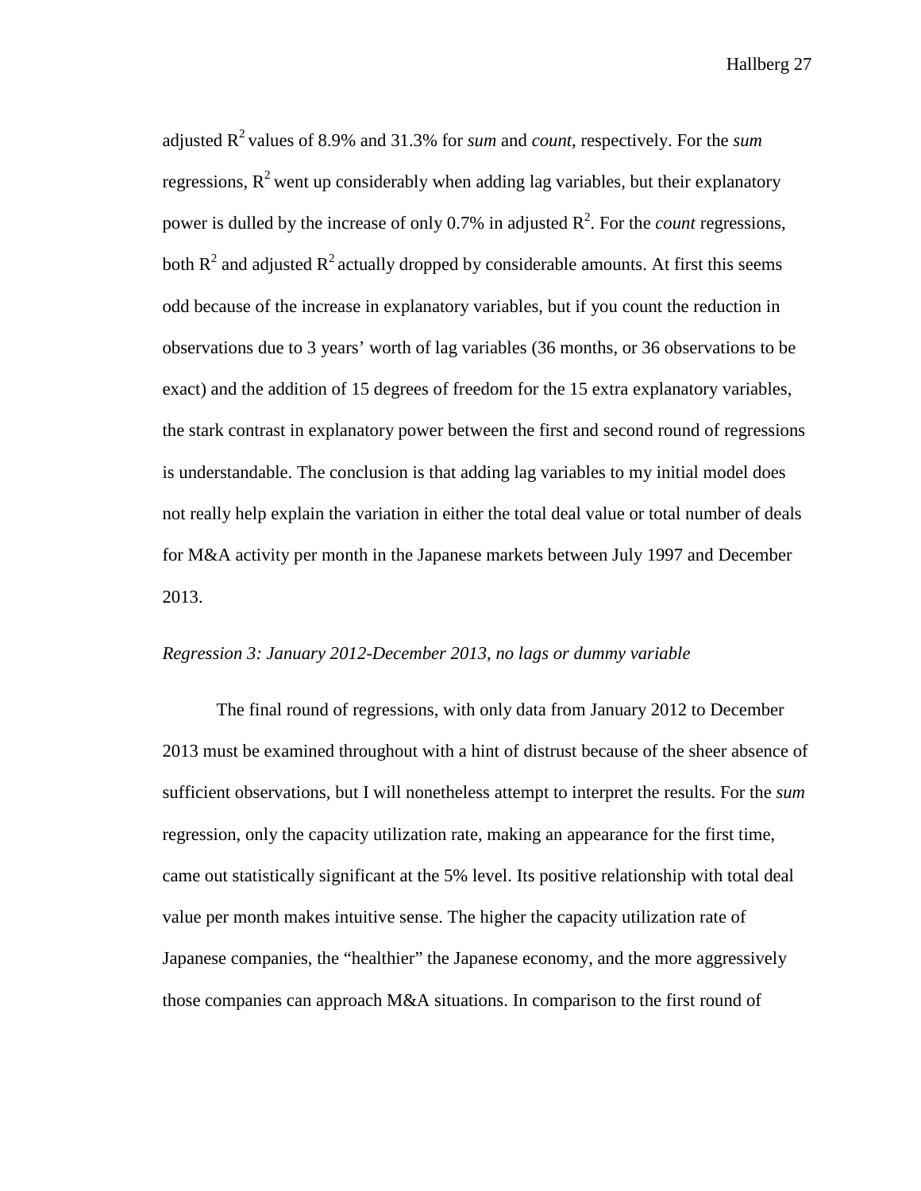adjusted $R^2$ values of 8.9% and 31.3% for *sum* and *count*, respectively. For the *sum* regressions, $R^2$ went up considerably when adding lag variables, but their explanatory power is dulled by the increase of only 0.7% in adjusted $R^2$. For the *count* regressions, both $R^2$ and adjusted $R^2$ actually dropped by considerable amounts. At first this seems odd because of the increase in explanatory variables, but if you count the reduction in observations due to 3 years' worth of lag variables (36 months, or 36 observations to be exact) and the addition of 15 degrees of freedom for the 15 extra explanatory variables, the stark contrast in explanatory power between the first and second round of regressions is understandable. The conclusion is that adding lag variables to my initial model does not really help explain the variation in either the total deal value or total number of deals for M&A activity per month in the Japanese markets between July 1997 and December 2013.

*Regression 3: January 2012-December 2013, no lags or dummy variable*

The final round of regressions, with only data from January 2012 to December 2013 must be examined throughout with a hint of distrust because of the sheer absence of sufficient observations, but I will nonetheless attempt to interpret the results. For the *sum* regression, only the capacity utilization rate, making an appearance for the first time, came out statistically significant at the 5% level. Its positive relationship with total deal value per month makes intuitive sense. The higher the capacity utilization rate of Japanese companies, the "healthier" the Japanese economy, and the more aggressively those companies can approach M&A situations. In comparison to the first round of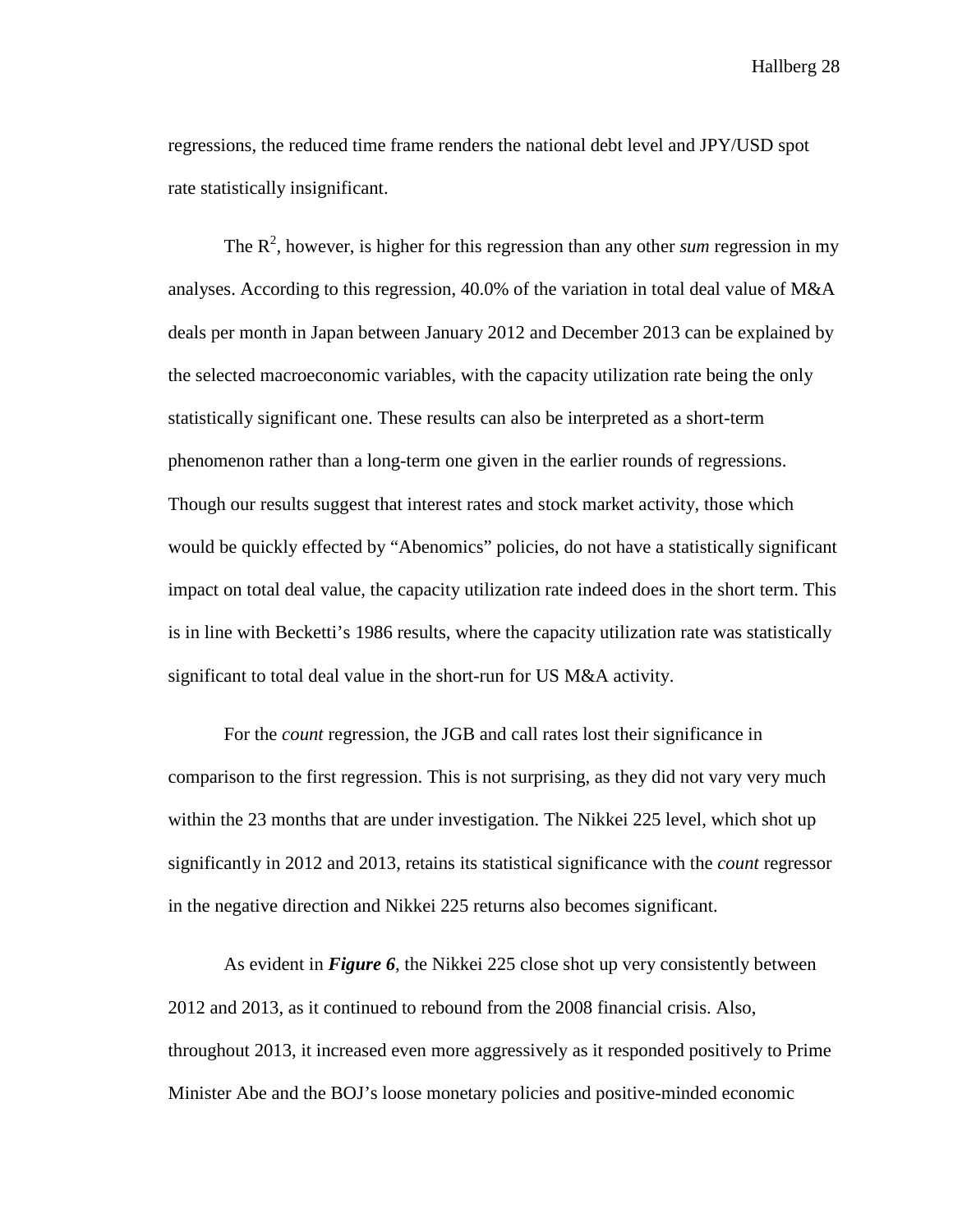regressions, the reduced time frame renders the national debt level and JPY/USD spot rate statistically insignificant.

The $R^2$, however, is higher for this regression than any other *sum* regression in my analyses. According to this regression, 40.0% of the variation in total deal value of M&A deals per month in Japan between January 2012 and December 2013 can be explained by the selected macroeconomic variables, with the capacity utilization rate being the only statistically significant one. These results can also be interpreted as a short-term phenomenon rather than a long-term one given in the earlier rounds of regressions. Though our results suggest that interest rates and stock market activity, those which would be quickly effected by "Abenomics" policies, do not have a statistically significant impact on total deal value, the capacity utilization rate indeed does in the short term. This is in line with Becketti's 1986 results, where the capacity utilization rate was statistically significant to total deal value in the short-run for US M&A activity.

For the *count* regression, the JGB and call rates lost their significance in comparison to the first regression. This is not surprising, as they did not vary very much within the 23 months that are under investigation. The Nikkei 225 level, which shot up significantly in 2012 and 2013, retains its statistical significance with the *count* regressor in the negative direction and Nikkei 225 returns also becomes significant.

As evident in ***Figure 6***, the Nikkei 225 close shot up very consistently between 2012 and 2013, as it continued to rebound from the 2008 financial crisis. Also, throughout 2013, it increased even more aggressively as it responded positively to Prime Minister Abe and the BOJ's loose monetary policies and positive-minded economic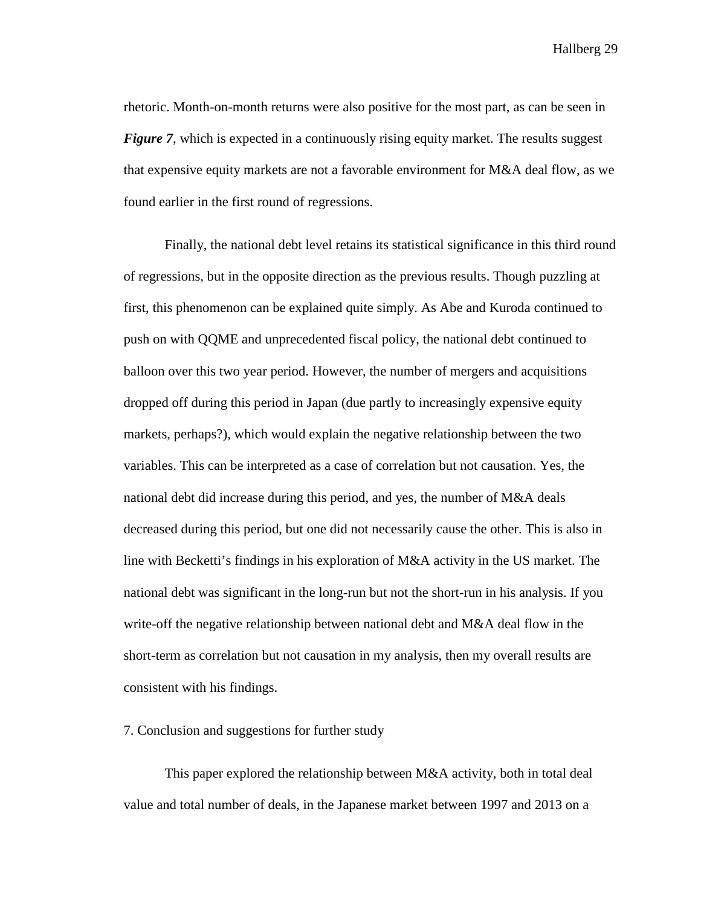rhetoric. Month-on-month returns were also positive for the most part, as can be seen in ***Figure 7***, which is expected in a continuously rising equity market. The results suggest that expensive equity markets are not a favorable environment for M&A deal flow, as we found earlier in the first round of regressions.

Finally, the national debt level retains its statistical significance in this third round of regressions, but in the opposite direction as the previous results. Though puzzling at first, this phenomenon can be explained quite simply. As Abe and Kuroda continued to push on with QQME and unprecedented fiscal policy, the national debt continued to balloon over this two year period. However, the number of mergers and acquisitions dropped off during this period in Japan (due partly to increasingly expensive equity markets, perhaps?), which would explain the negative relationship between the two variables. This can be interpreted as a case of correlation but not causation. Yes, the national debt did increase during this period, and yes, the number of M&A deals decreased during this period, but one did not necessarily cause the other. This is also in line with Becketti's findings in his exploration of M&A activity in the US market. The national debt was significant in the long-run but not the short-run in his analysis. If you write-off the negative relationship between national debt and M&A deal flow in the short-term as correlation but not causation in my analysis, then my overall results are consistent with his findings.

## 7. Conclusion and suggestions for further study

This paper explored the relationship between M&A activity, both in total deal value and total number of deals, in the Japanese market between 1997 and 2013 on a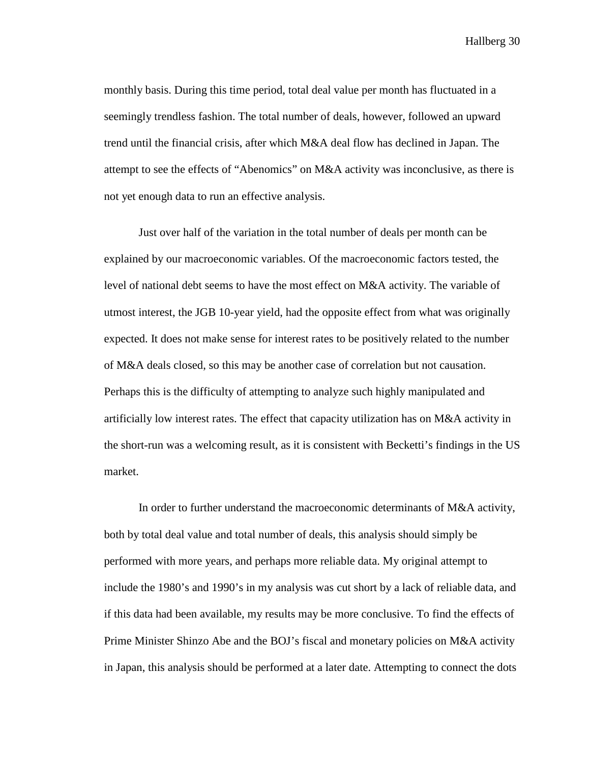monthly basis. During this time period, total deal value per month has fluctuated in a seemingly trendless fashion. The total number of deals, however, followed an upward trend until the financial crisis, after which M&A deal flow has declined in Japan. The attempt to see the effects of "Abenomics" on M&A activity was inconclusive, as there is not yet enough data to run an effective analysis.

Just over half of the variation in the total number of deals per month can be explained by our macroeconomic variables. Of the macroeconomic factors tested, the level of national debt seems to have the most effect on M&A activity. The variable of utmost interest, the JGB 10-year yield, had the opposite effect from what was originally expected. It does not make sense for interest rates to be positively related to the number of M&A deals closed, so this may be another case of correlation but not causation. Perhaps this is the difficulty of attempting to analyze such highly manipulated and artificially low interest rates. The effect that capacity utilization has on M&A activity in the short-run was a welcoming result, as it is consistent with Becketti's findings in the US market.

In order to further understand the macroeconomic determinants of M&A activity, both by total deal value and total number of deals, this analysis should simply be performed with more years, and perhaps more reliable data. My original attempt to include the 1980's and 1990's in my analysis was cut short by a lack of reliable data, and if this data had been available, my results may be more conclusive. To find the effects of Prime Minister Shinzo Abe and the BOJ's fiscal and monetary policies on M&A activity in Japan, this analysis should be performed at a later date. Attempting to connect the dots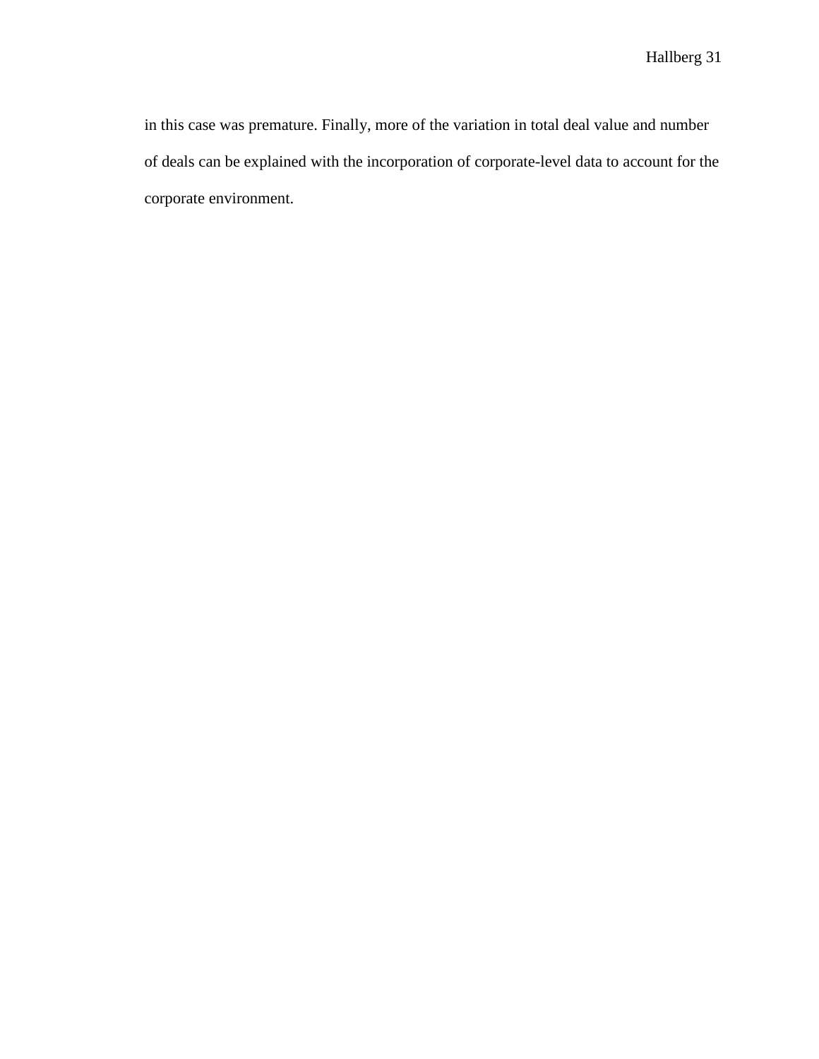in this case was premature. Finally, more of the variation in total deal value and number of deals can be explained with the incorporation of corporate-level data to account for the corporate environment.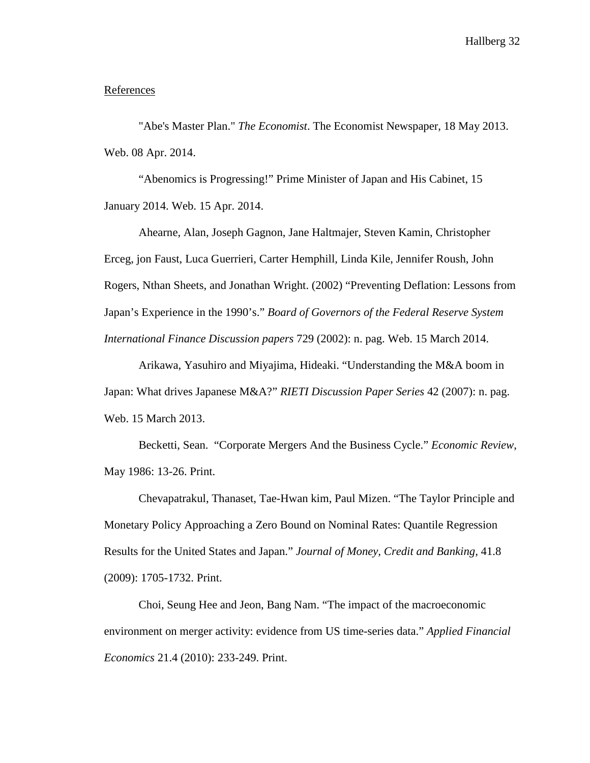References

"Abe's Master Plan." *The Economist*. The Economist Newspaper, 18 May 2013. Web. 08 Apr. 2014.

"Abenomics is Progressing!" Prime Minister of Japan and His Cabinet, 15 January 2014. Web. 15 Apr. 2014.

Ahearne, Alan, Joseph Gagnon, Jane Haltmajer, Steven Kamin, Christopher Erceg, jon Faust, Luca Guerrieri, Carter Hemphill, Linda Kile, Jennifer Roush, John Rogers, Nthan Sheets, and Jonathan Wright. (2002) "Preventing Deflation: Lessons from Japan's Experience in the 1990's." *Board of Governors of the Federal Reserve System International Finance Discussion papers* 729 (2002): n. pag. Web. 15 March 2014.

Arikawa, Yasuhiro and Miyajima, Hideaki. "Understanding the M&A boom in Japan: What drives Japanese M&A?" *RIETI Discussion Paper Series* 42 (2007): n. pag. Web. 15 March 2013.

Becketti, Sean. "Corporate Mergers And the Business Cycle." *Economic Review*, May 1986: 13-26. Print.

Chevapatrakul, Thanaset, Tae-Hwan kim, Paul Mizen. "The Taylor Principle and Monetary Policy Approaching a Zero Bound on Nominal Rates: Quantile Regression Results for the United States and Japan." *Journal of Money, Credit and Banking*, 41.8 (2009): 1705-1732. Print.

Choi, Seung Hee and Jeon, Bang Nam. "The impact of the macroeconomic environment on merger activity: evidence from US time-series data." *Applied Financial Economics* 21.4 (2010): 233-249. Print.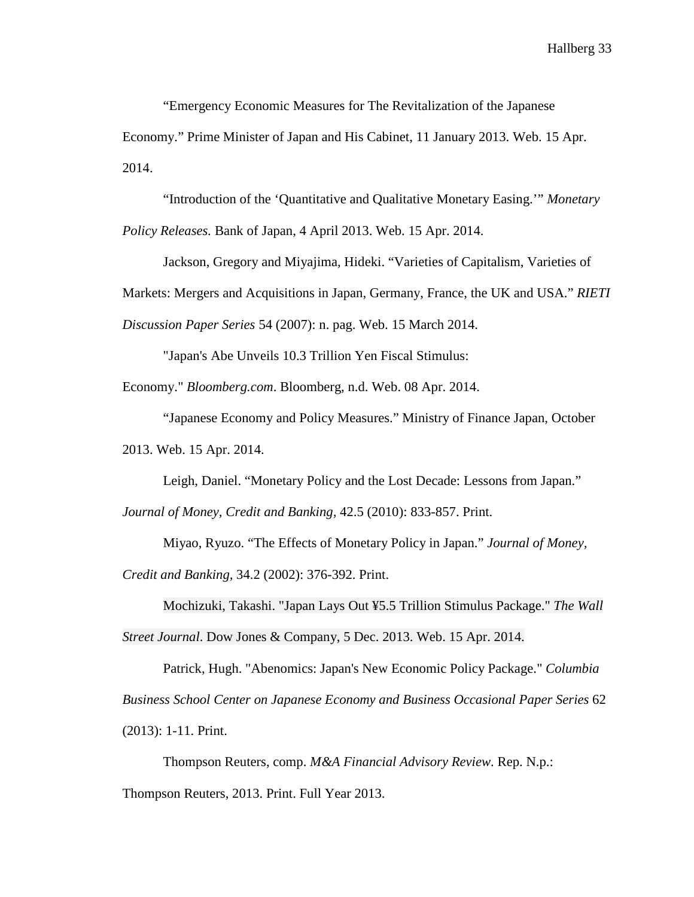"Emergency Economic Measures for The Revitalization of the Japanese Economy." Prime Minister of Japan and His Cabinet, 11 January 2013. Web. 15 Apr. 2014.

"Introduction of the 'Quantitative and Qualitative Monetary Easing.'" *Monetary Policy Releases.* Bank of Japan, 4 April 2013. Web. 15 Apr. 2014.

Jackson, Gregory and Miyajima, Hideki. "Varieties of Capitalism, Varieties of Markets: Mergers and Acquisitions in Japan, Germany, France, the UK and USA." *RIETI Discussion Paper Series* 54 (2007): n. pag. Web. 15 March 2014.

"Japan's Abe Unveils 10.3 Trillion Yen Fiscal Stimulus: Economy." *Bloomberg.com*. Bloomberg, n.d. Web. 08 Apr. 2014.

"Japanese Economy and Policy Measures." Ministry of Finance Japan, October 2013. Web. 15 Apr. 2014.

Leigh, Daniel. "Monetary Policy and the Lost Decade: Lessons from Japan." *Journal of Money, Credit and Banking,* 42.5 (2010): 833-857. Print.

Miyao, Ryuzo. "The Effects of Monetary Policy in Japan." *Journal of Money, Credit and Banking,* 34.2 (2002): 376-392. Print.

Mochizuki, Takashi. "Japan Lays Out ¥5.5 Trillion Stimulus Package." *The Wall Street Journal*. Dow Jones & Company, 5 Dec. 2013. Web. 15 Apr. 2014.

Patrick, Hugh. "Abenomics: Japan's New Economic Policy Package." *Columbia Business School Center on Japanese Economy and Business Occasional Paper Series* 62 (2013): 1-11. Print.

Thompson Reuters, comp. *M&A Financial Advisory Review*. Rep. N.p.: Thompson Reuters, 2013. Print. Full Year 2013.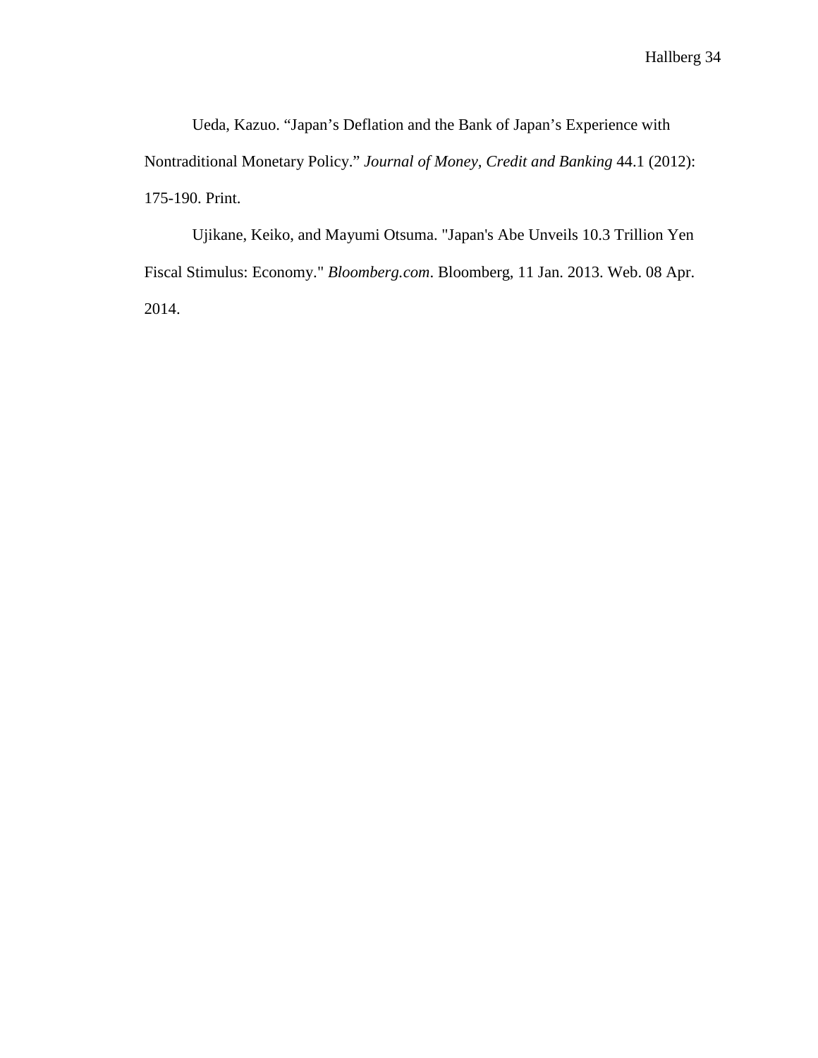Ueda, Kazuo. “Japan’s Deflation and the Bank of Japan’s Experience with Nontraditional Monetary Policy.” *Journal of Money, Credit and Banking* 44.1 (2012): 175-190. Print.

Ujikane, Keiko, and Mayumi Otsuma. "Japan's Abe Unveils 10.3 Trillion Yen Fiscal Stimulus: Economy." *Bloomberg.com*. Bloomberg, 11 Jan. 2013. Web. 08 Apr. 2014.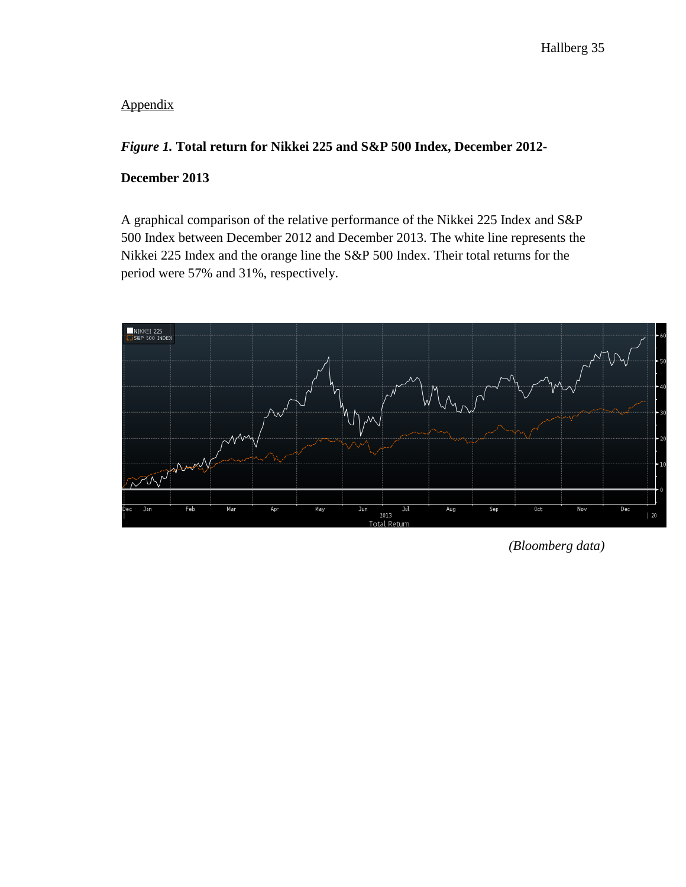## Appendix

***Figure 1.*** **Total return for Nikkei 225 and S&P 500 Index, December 2012-December 2013**

A graphical comparison of the relative performance of the Nikkei 225 Index and S&P 500 Index between December 2012 and December 2013. The white line represents the Nikkei 225 Index and the orange line the S&P 500 Index. Their total returns for the period were 57% and 31%, respectively.

*(Bloomberg data)*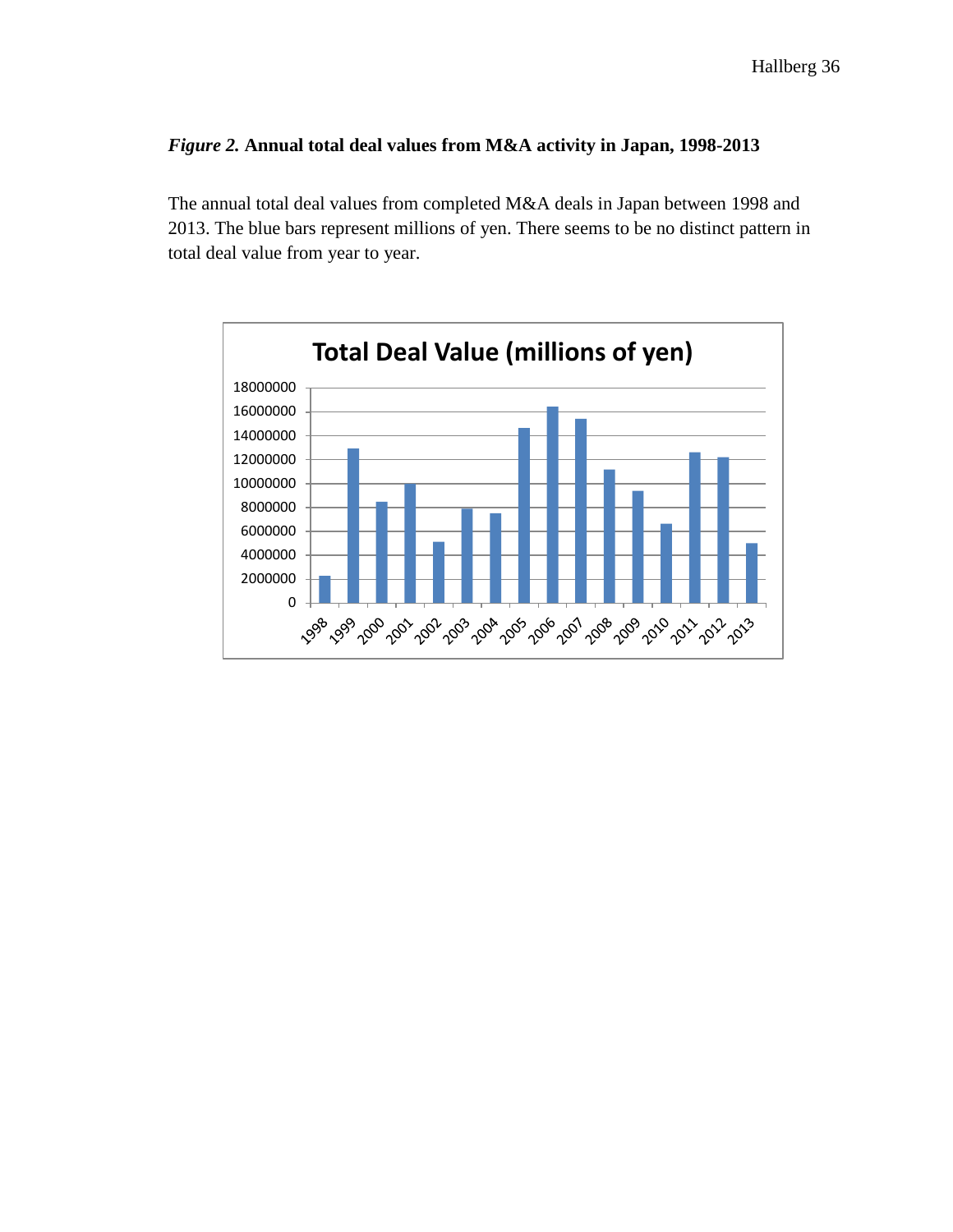*Figure 2.* **Annual total deal values from M&A activity in Japan, 1998-2013**

The annual total deal values from completed M&A deals in Japan between 1998 and 2013. The blue bars represent millions of yen. There seems to be no distinct pattern in total deal value from year to year.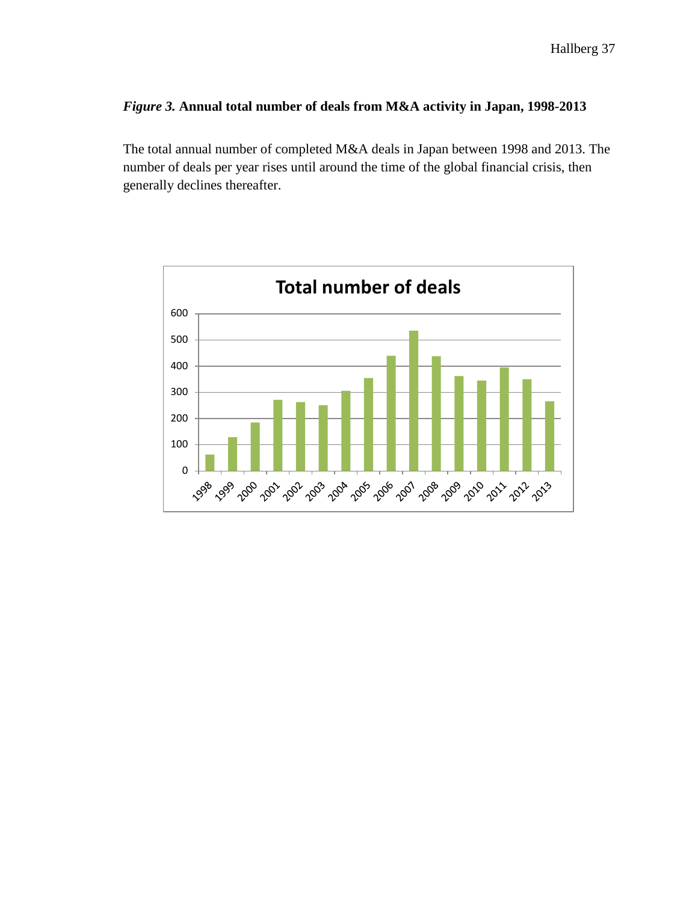***Figure 3.*** **Annual total number of deals from M&A activity in Japan, 1998-2013**

The total annual number of completed M&A deals in Japan between 1998 and 2013. The number of deals per year rises until around the time of the global financial crisis, then generally declines thereafter.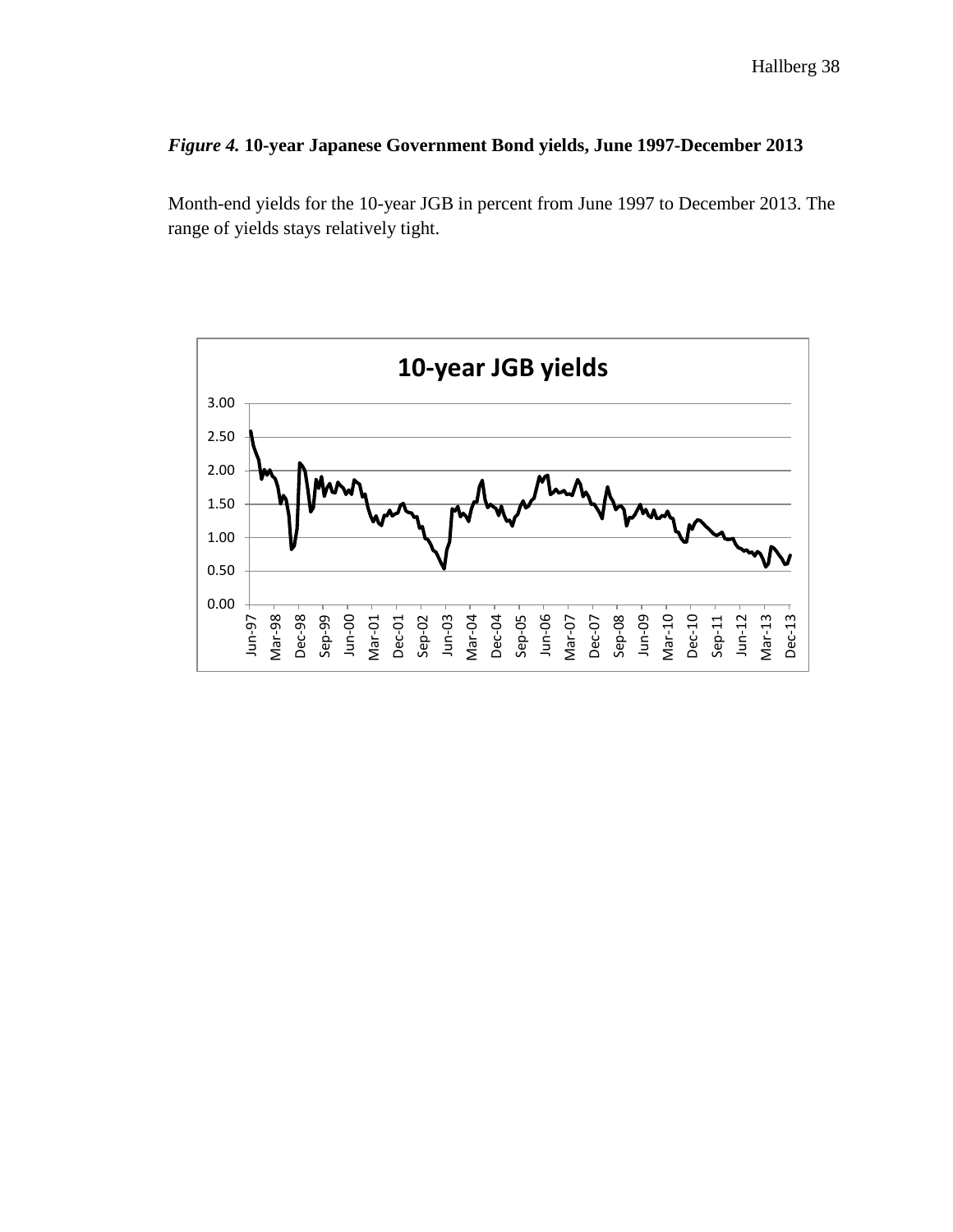*Figure 4.* **10-year Japanese Government Bond yields, June 1997-December 2013**

Month-end yields for the 10-year JGB in percent from June 1997 to December 2013. The range of yields stays relatively tight.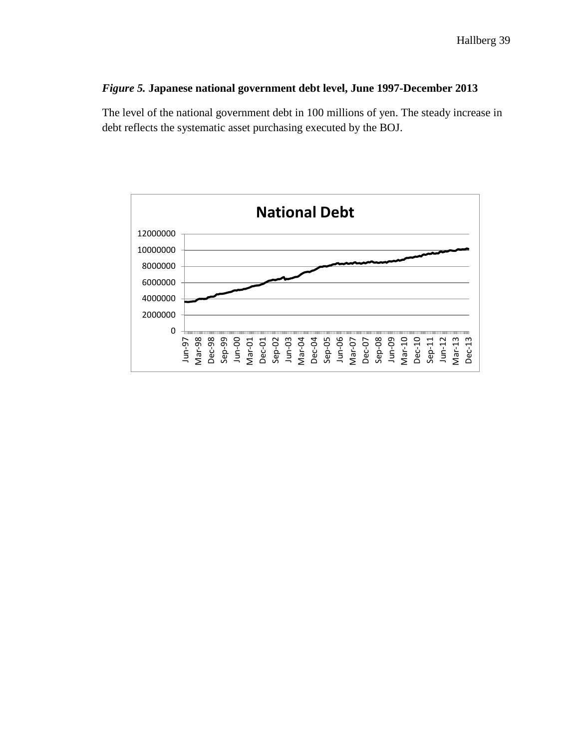***Figure 5.* Japanese national government debt level, June 1997-December 2013**

The level of the national government debt in 100 millions of yen. The steady increase in debt reflects the systematic asset purchasing executed by the BOJ.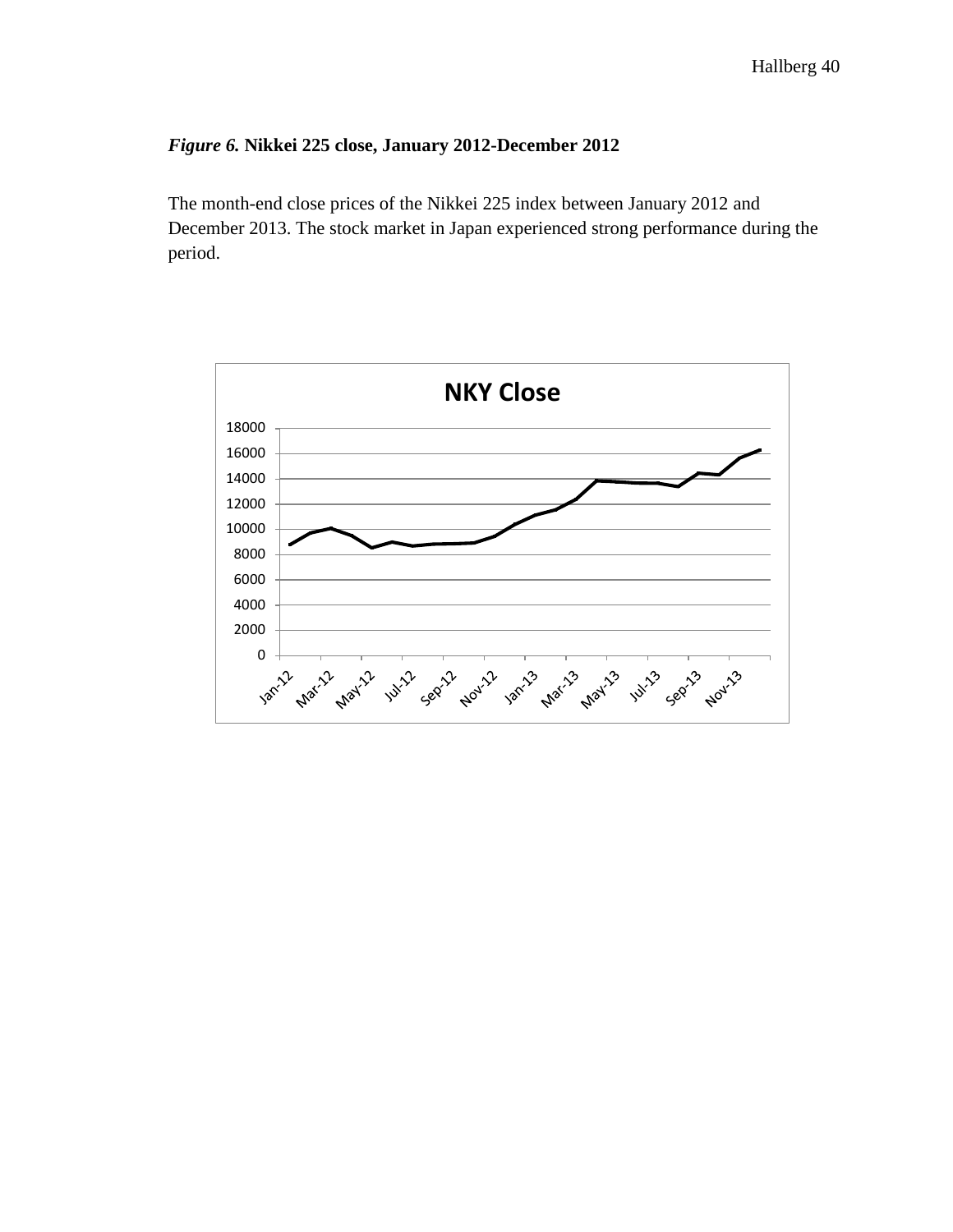*Figure 6.* **Nikkei 225 close, January 2012-December 2012**

The month-end close prices of the Nikkei 225 index between January 2012 and December 2013. The stock market in Japan experienced strong performance during the period.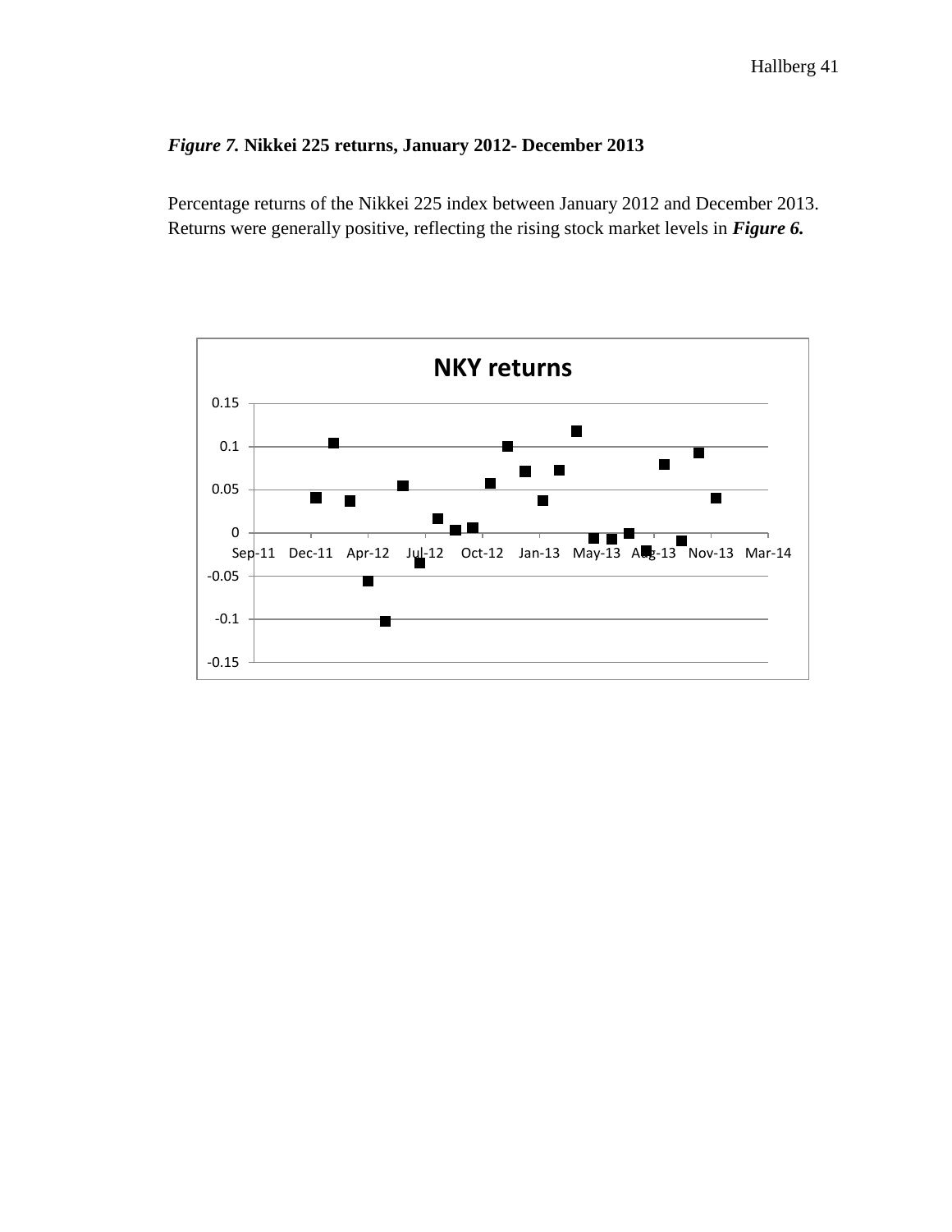*Figure 7.* **Nikkei 225 returns, January 2012- December 2013**

Percentage returns of the Nikkei 225 index between January 2012 and December 2013. Returns were generally positive, reflecting the rising stock market levels in ***Figure 6.***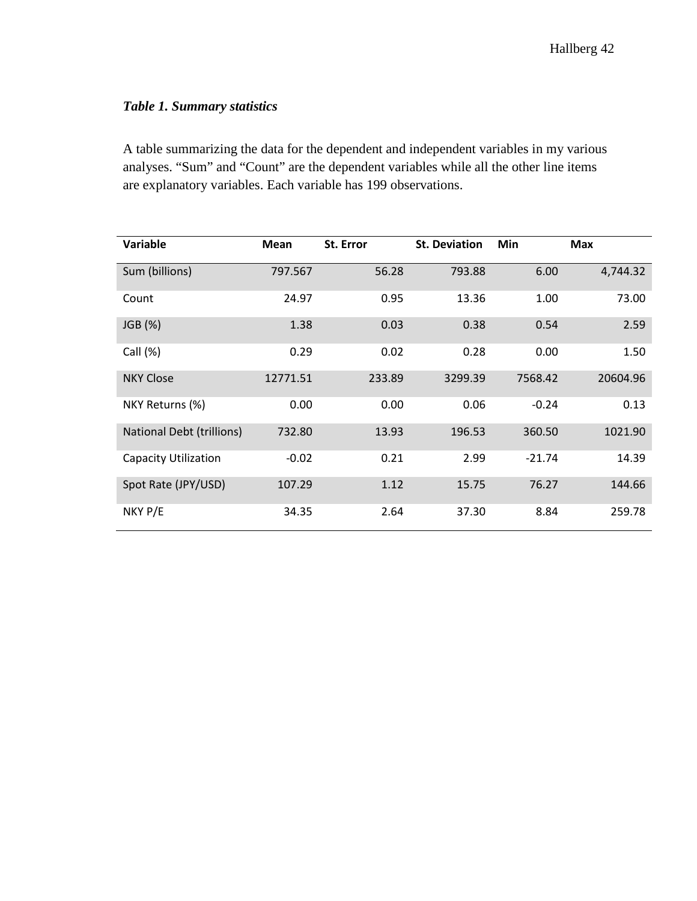*Table 1. Summary statistics*

A table summarizing the data for the dependent and independent variables in my various analyses. "Sum" and "Count" are the dependent variables while all the other line items are explanatory variables. Each variable has 199 observations.

| Variable | Mean | St. Error | St. Deviation | Min | Max |
|---|---|---|---|---|---|
| Sum (billions) | 797.567 | 56.28 | 793.88 | 6.00 | 4,744.32 |
| Count | 24.97 | 0.95 | 13.36 | 1.00 | 73.00 |
| JGB (%) | 1.38 | 0.03 | 0.38 | 0.54 | 2.59 |
| Call (%) | 0.29 | 0.02 | 0.28 | 0.00 | 1.50 |
| NKY Close | 12771.51 | 233.89 | 3299.39 | 7568.42 | 20604.96 |
| NKY Returns (%) | 0.00 | 0.00 | 0.06 | -0.24 | 0.13 |
| National Debt (trillions) | 732.80 | 13.93 | 196.53 | 360.50 | 1021.90 |
| Capacity Utilization | -0.02 | 0.21 | 2.99 | -21.74 | 14.39 |
| Spot Rate (JPY/USD) | 107.29 | 1.12 | 15.75 | 76.27 | 144.66 |
| NKY P/E | 34.35 | 2.64 | 37.30 | 8.84 | 259.78 |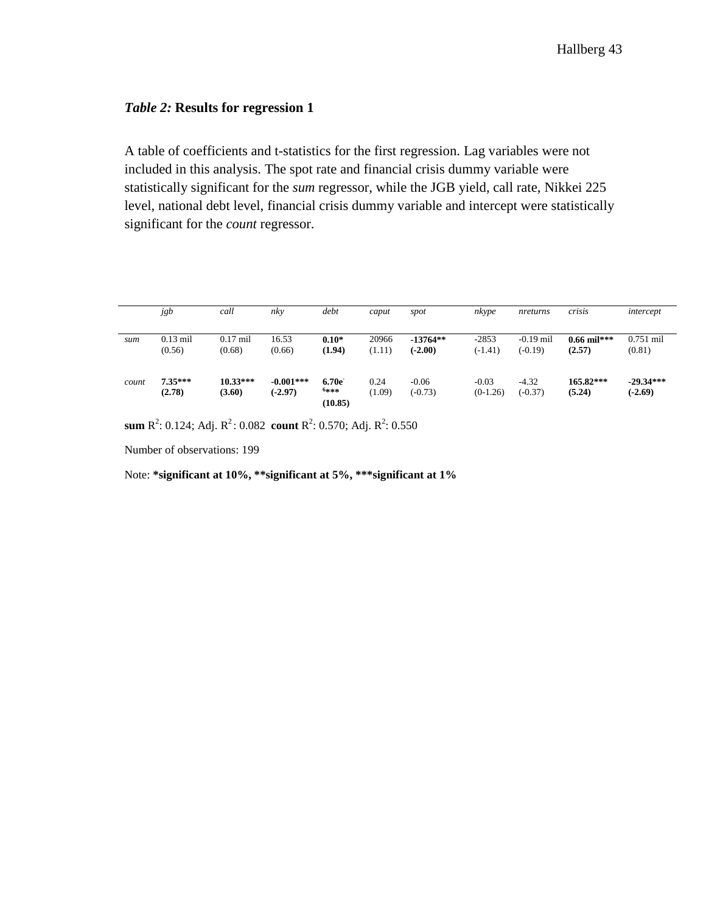***Table 2:* Results for regression 1**

A table of coefficients and t-statistics for the first regression. Lag variables were not included in this analysis. The spot rate and financial crisis dummy variable were statistically significant for the *sum* regressor, while the JGB yield, call rate, Nikkei 225 level, national debt level, financial crisis dummy variable and intercept were statistically significant for the *count* regressor.

| | *jgb* | *call* | *nky* | *debt* | *caput* | *spot* | *nkype* | *nreturns* | *crisis* | *intercept* |
|---|---|---|---|---|---|---|---|---|---|---|
| *sum* | 0.13 mil (0.56) | 0.17 mil (0.68) | 16.53 (0.66) | **0.10\* (1.94)** | 20966 (1.11) | **-13764\*\* (-2.00)** | -2853 (-1.41) | -0.19 mil (-0.19) | **0.66 mil\*\*\* (2.57)** | 0.751 mil (0.81) |
| *count* | **7.35\*\*\* (2.78)** | **10.33\*\*\* (3.60)** | **-0.001\*\*\* (-2.97)** | **6.70e-6\*\*\* (10.85)** | 0.24 (1.09) | -0.06 (-0.73) | -0.03 (0-1.26) | -4.32 (-0.37) | **165.82\*\*\* (5.24)** | **-29.34\*\*\* (-2.69)** |

**sum** $R^2$: 0.124; Adj. $R^2$: 0.082 **count** $R^2$: 0.570; Adj. $R^2$: 0.550

Number of observations: 199

Note: **\*significant at 10%, \*\*significant at 5%, \*\*\*significant at 1%**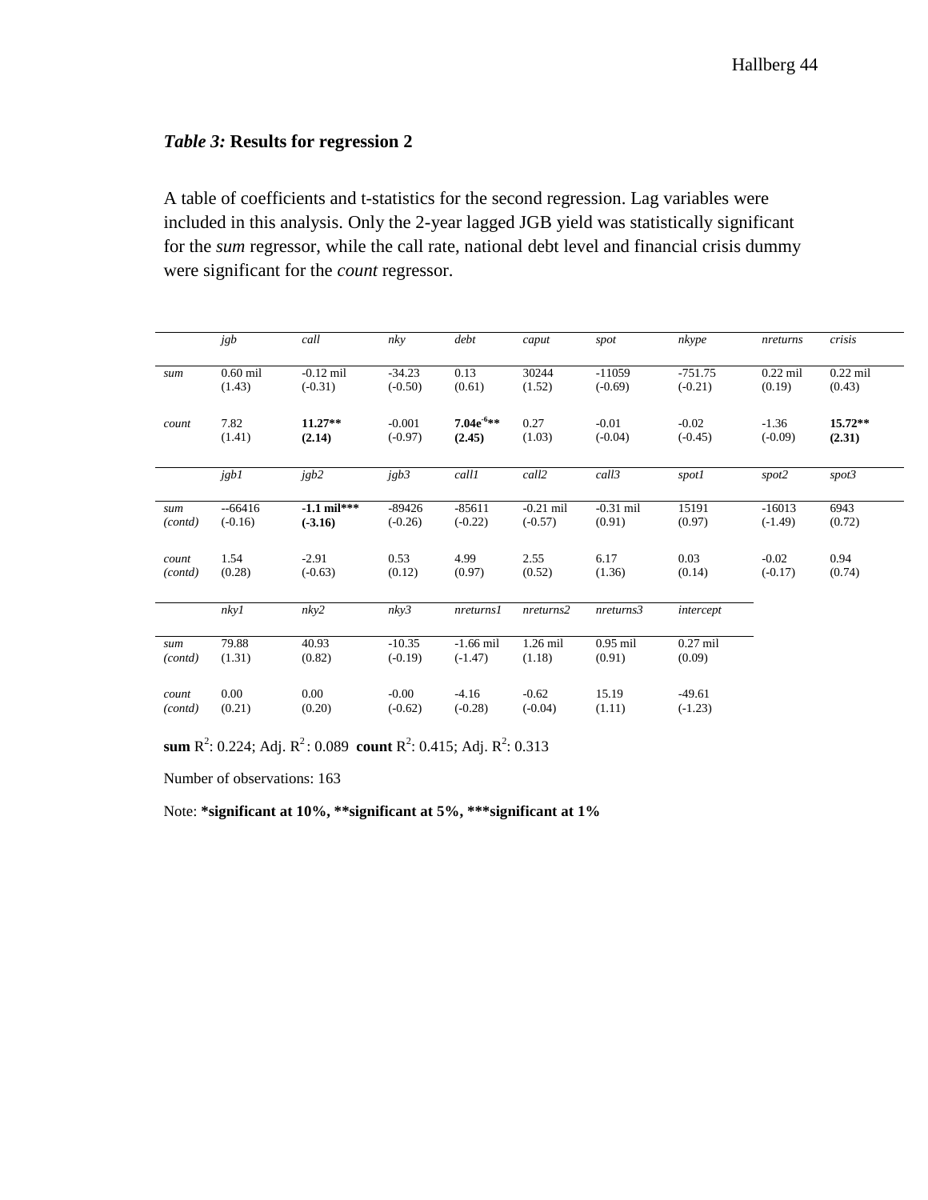***Table 3:*** **Results for regression 2**

A table of coefficients and t-statistics for the second regression. Lag variables were included in this analysis. Only the 2-year lagged JGB yield was statistically significant for the *sum* regressor, while the call rate, national debt level and financial crisis dummy were significant for the *count* regressor.

| | *jgb* | *call* | *nky* | *debt* | *caput* | *spot* | *nkype* | *nreturns* | *crisis* |
|---|---|---|---|---|---|---|---|---|---|
| *sum* | 0.60 mil (1.43) | -0.12 mil (-0.31) | -34.23 (-0.50) | 0.13 (0.61) | 30244 (1.52) | -11059 (-0.69) | -751.75 (-0.21) | 0.22 mil (0.19) | 0.22 mil (0.43) |
| *count* | 7.82 (1.41) | **11.27\*\* (2.14)** | -0.001 (-0.97) | **$7.04e^{-6}$\*\* (2.45)** | 0.27 (1.03) | -0.01 (-0.04) | -0.02 (-0.45) | -1.36 (-0.09) | **15.72\*\* (2.31)** |
| | *jgb1* | *jgb2* | *jgb3* | *call1* | *call2* | *call3* | *spot1* | *spot2* | *spot3* |
| *sum (contd)* | --66416 (-0.16) | **-1.1 mil\*\*\* (-3.16)** | -89426 (-0.26) | -85611 (-0.22) | -0.21 mil (-0.57) | -0.31 mil (0.91) | 15191 (0.97) | -16013 (-1.49) | 6943 (0.72) |
| *count (contd)* | 1.54 (0.28) | -2.91 (-0.63) | 0.53 (0.12) | 4.99 (0.97) | 2.55 (0.52) | 6.17 (1.36) | 0.03 (0.14) | -0.02 (-0.17) | 0.94 (0.74) |
| | *nky1* | *nky2* | *nky3* | *nreturns1* | *nreturns2* | *nreturns3* | *intercept* | | |
| *sum (contd)* | 79.88 (1.31) | 40.93 (0.82) | -10.35 (-0.19) | -1.66 mil (-1.47) | 1.26 mil (1.18) | 0.95 mil (0.91) | 0.27 mil (0.09) | | |
| *count (contd)* | 0.00 (0.21) | 0.00 (0.20) | -0.00 (-0.62) | -4.16 (-0.28) | -0.62 (-0.04) | 15.19 (1.11) | -49.61 (-1.23) | | |

**sum** $R^2$: 0.224; Adj. $R^2$: 0.089 **count** $R^2$: 0.415; Adj. $R^2$: 0.313

Number of observations: 163

Note: **\*significant at 10%, \*\*significant at 5%, \*\*\*significant at 1%**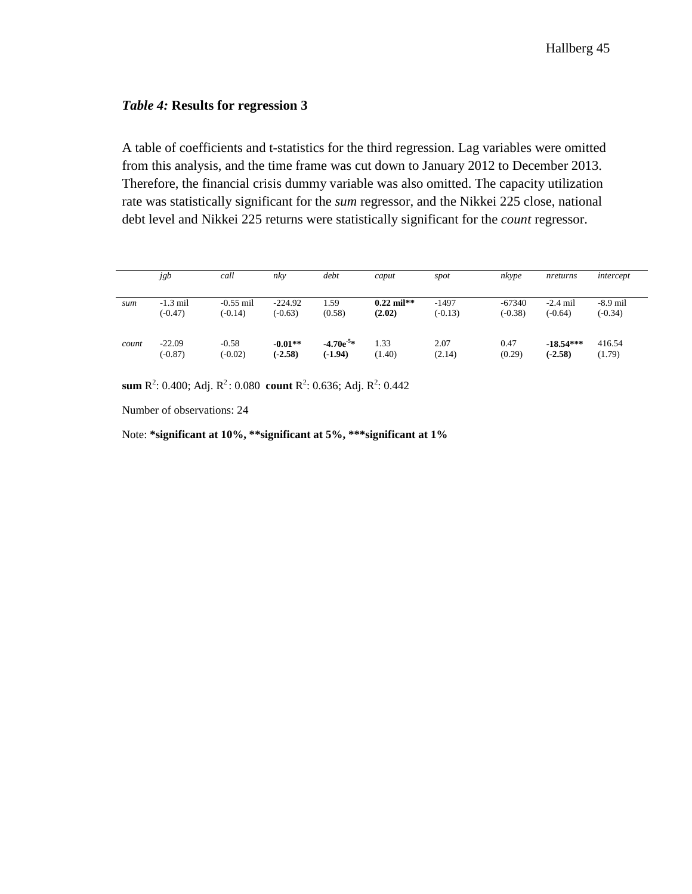***Table 4:*** **Results for regression 3**

A table of coefficients and t-statistics for the third regression. Lag variables were omitted from this analysis, and the time frame was cut down to January 2012 to December 2013. Therefore, the financial crisis dummy variable was also omitted. The capacity utilization rate was statistically significant for the *sum* regressor, and the Nikkei 225 close, national debt level and Nikkei 225 returns were statistically significant for the *count* regressor.

| | *jgb* | *call* | *nky* | *debt* | *caput* | *spot* | *nkype* | *nreturns* | *intercept* |
|---|---|---|---|---|---|---|---|---|---|
| *sum* | -1.3 mil<br>(-0.47) | -0.55 mil<br>(-0.14) | -224.92<br>(-0.63) | 1.59<br>(0.58) | **0.22 mil\*\***<br>**(2.02)** | -1497<br>(-0.13) | -67340<br>(-0.38) | -2.4 mil<br>(-0.64) | -8.9 mil<br>(-0.34) |
| *count* | -22.09<br>(-0.87) | -0.58<br>(-0.02) | **-0.01\*\***<br>**(-2.58)** | **$-4.70e^{-5}$\***<br>**(-1.94)** | 1.33<br>(1.40) | 2.07<br>(2.14) | 0.47<br>(0.29) | **-18.54\*\*\***<br>**(-2.58)** | 416.54<br>(1.79) |

**sum** $R^2$: 0.400; Adj. $R^2$: 0.080 **count** $R^2$: 0.636; Adj. $R^2$: 0.442

Number of observations: 24

Note: **\*significant at 10%, \*\*significant at 5%, \*\*\*significant at 1%**